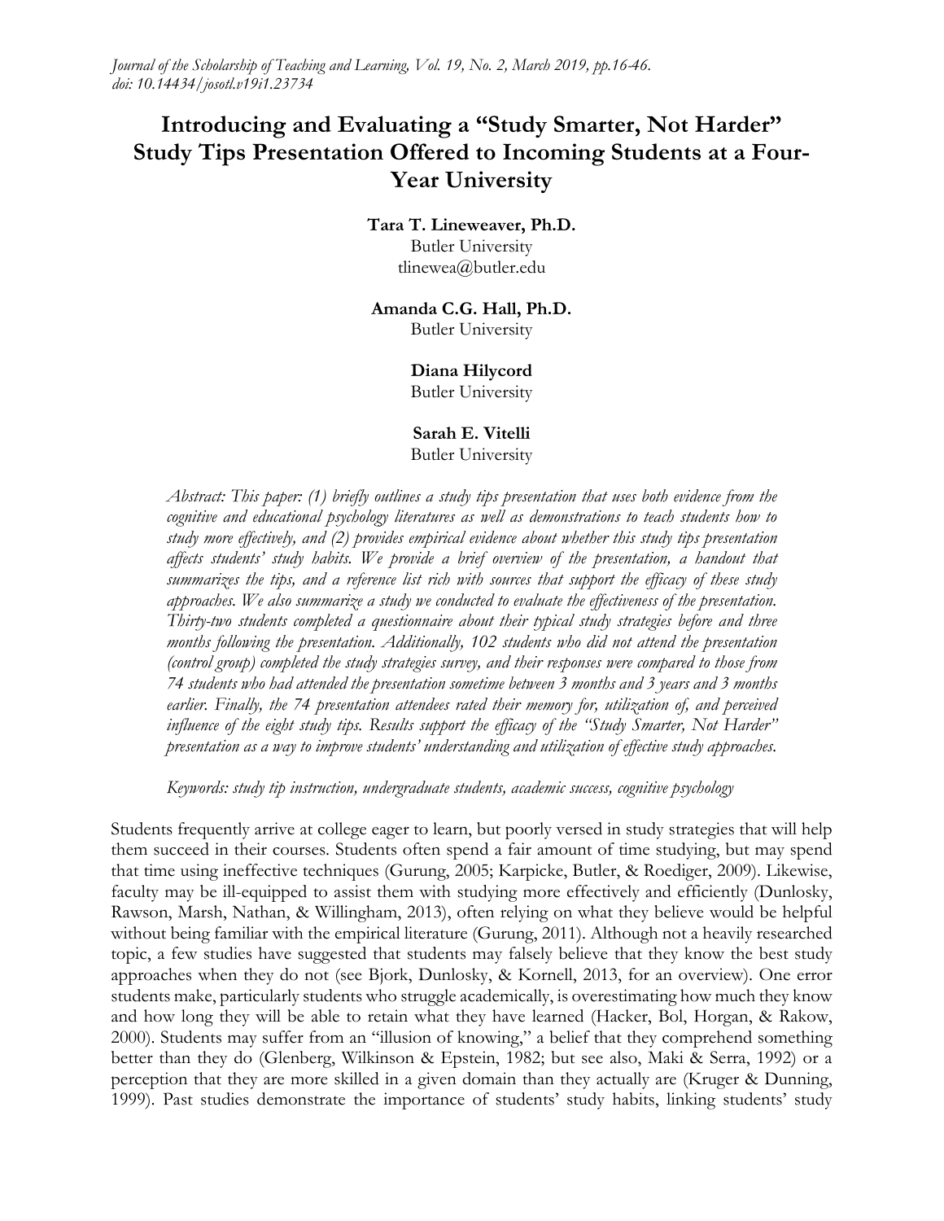# Introducing and Evaluating a "Study Smarter, Not Harder" Study Tips Presentation Offered to Incoming Students at a Four-Year University

**Tara T. Lineweaver, Ph.D.**
Butler University
tlinewea@butler.edu

**Amanda C.G. Hall, Ph.D.**
Butler University

**Diana Hilycord**
Butler University

**Sarah E. Vitelli**
Butler University

*Abstract: This paper: (1) briefly outlines a study tips presentation that uses both evidence from the cognitive and educational psychology literatures as well as demonstrations to teach students how to study more effectively, and (2) provides empirical evidence about whether this study tips presentation affects students' study habits. We provide a brief overview of the presentation, a handout that summarizes the tips, and a reference list rich with sources that support the efficacy of these study approaches. We also summarize a study we conducted to evaluate the effectiveness of the presentation. Thirty-two students completed a questionnaire about their typical study strategies before and three months following the presentation. Additionally, 102 students who did not attend the presentation (control group) completed the study strategies survey, and their responses were compared to those from 74 students who had attended the presentation sometime between 3 months and 3 years and 3 months earlier. Finally, the 74 presentation attendees rated their memory for, utilization of, and perceived influence of the eight study tips. Results support the efficacy of the "Study Smarter, Not Harder" presentation as a way to improve students' understanding and utilization of effective study approaches.*

*Keywords: study tip instruction, undergraduate students, academic success, cognitive psychology*

Students frequently arrive at college eager to learn, but poorly versed in study strategies that will help them succeed in their courses. Students often spend a fair amount of time studying, but may spend that time using ineffective techniques (Gurung, 2005; Karpicke, Butler, & Roediger, 2009). Likewise, faculty may be ill-equipped to assist them with studying more effectively and efficiently (Dunlosky, Rawson, Marsh, Nathan, & Willingham, 2013), often relying on what they believe would be helpful without being familiar with the empirical literature (Gurung, 2011). Although not a heavily researched topic, a few studies have suggested that students may falsely believe that they know the best study approaches when they do not (see Bjork, Dunlosky, & Kornell, 2013, for an overview). One error students make, particularly students who struggle academically, is overestimating how much they know and how long they will be able to retain what they have learned (Hacker, Bol, Horgan, & Rakow, 2000). Students may suffer from an "illusion of knowing," a belief that they comprehend something better than they do (Glenberg, Wilkinson & Epstein, 1982; but see also, Maki & Serra, 1992) or a perception that they are more skilled in a given domain than they actually are (Kruger & Dunning, 1999). Past studies demonstrate the importance of students' study habits, linking students' study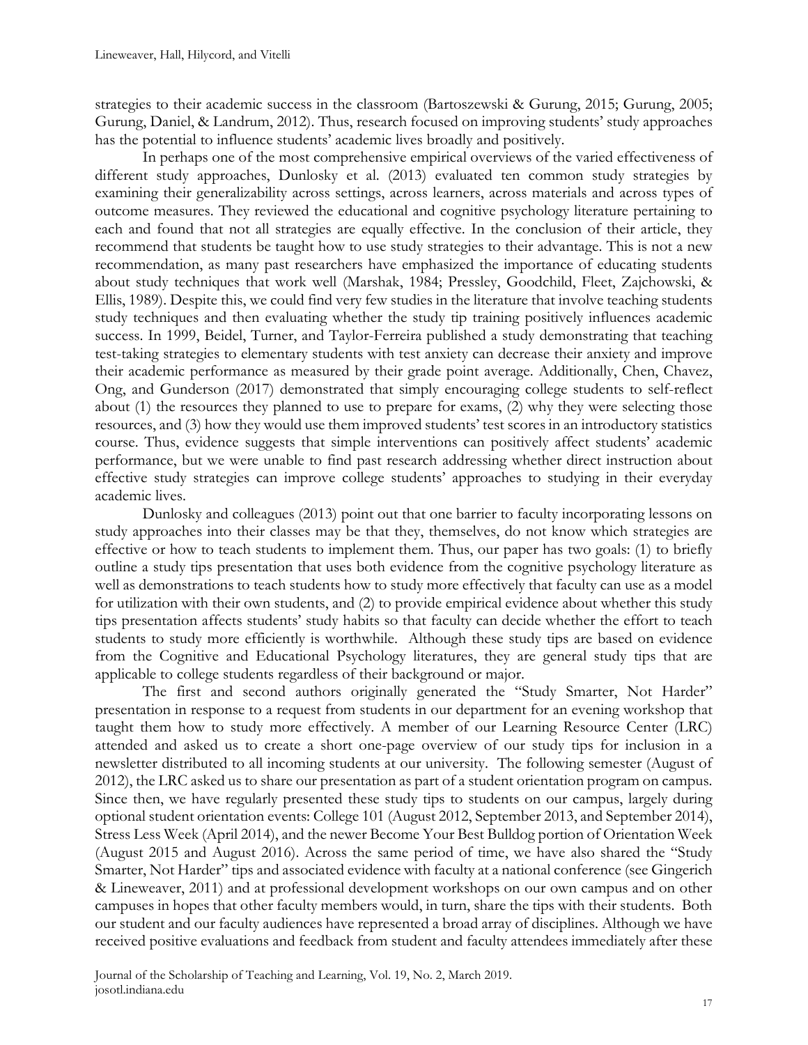strategies to their academic success in the classroom (Bartoszewski & Gurung, 2015; Gurung, 2005; Gurung, Daniel, & Landrum, 2012). Thus, research focused on improving students' study approaches has the potential to influence students' academic lives broadly and positively.

In perhaps one of the most comprehensive empirical overviews of the varied effectiveness of different study approaches, Dunlosky et al. (2013) evaluated ten common study strategies by examining their generalizability across settings, across learners, across materials and across types of outcome measures. They reviewed the educational and cognitive psychology literature pertaining to each and found that not all strategies are equally effective. In the conclusion of their article, they recommend that students be taught how to use study strategies to their advantage. This is not a new recommendation, as many past researchers have emphasized the importance of educating students about study techniques that work well (Marshak, 1984; Pressley, Goodchild, Fleet, Zajchowski, & Ellis, 1989). Despite this, we could find very few studies in the literature that involve teaching students study techniques and then evaluating whether the study tip training positively influences academic success. In 1999, Beidel, Turner, and Taylor-Ferreira published a study demonstrating that teaching test-taking strategies to elementary students with test anxiety can decrease their anxiety and improve their academic performance as measured by their grade point average. Additionally, Chen, Chavez, Ong, and Gunderson (2017) demonstrated that simply encouraging college students to self-reflect about (1) the resources they planned to use to prepare for exams, (2) why they were selecting those resources, and (3) how they would use them improved students' test scores in an introductory statistics course. Thus, evidence suggests that simple interventions can positively affect students' academic performance, but we were unable to find past research addressing whether direct instruction about effective study strategies can improve college students' approaches to studying in their everyday academic lives.

Dunlosky and colleagues (2013) point out that one barrier to faculty incorporating lessons on study approaches into their classes may be that they, themselves, do not know which strategies are effective or how to teach students to implement them. Thus, our paper has two goals: (1) to briefly outline a study tips presentation that uses both evidence from the cognitive psychology literature as well as demonstrations to teach students how to study more effectively that faculty can use as a model for utilization with their own students, and (2) to provide empirical evidence about whether this study tips presentation affects students' study habits so that faculty can decide whether the effort to teach students to study more efficiently is worthwhile. Although these study tips are based on evidence from the Cognitive and Educational Psychology literatures, they are general study tips that are applicable to college students regardless of their background or major.

The first and second authors originally generated the "Study Smarter, Not Harder" presentation in response to a request from students in our department for an evening workshop that taught them how to study more effectively. A member of our Learning Resource Center (LRC) attended and asked us to create a short one-page overview of our study tips for inclusion in a newsletter distributed to all incoming students at our university. The following semester (August of 2012), the LRC asked us to share our presentation as part of a student orientation program on campus. Since then, we have regularly presented these study tips to students on our campus, largely during optional student orientation events: College 101 (August 2012, September 2013, and September 2014), Stress Less Week (April 2014), and the newer Become Your Best Bulldog portion of Orientation Week (August 2015 and August 2016). Across the same period of time, we have also shared the "Study Smarter, Not Harder" tips and associated evidence with faculty at a national conference (see Gingerich & Lineweaver, 2011) and at professional development workshops on our own campus and on other campuses in hopes that other faculty members would, in turn, share the tips with their students. Both our student and our faculty audiences have represented a broad array of disciplines. Although we have received positive evaluations and feedback from student and faculty attendees immediately after these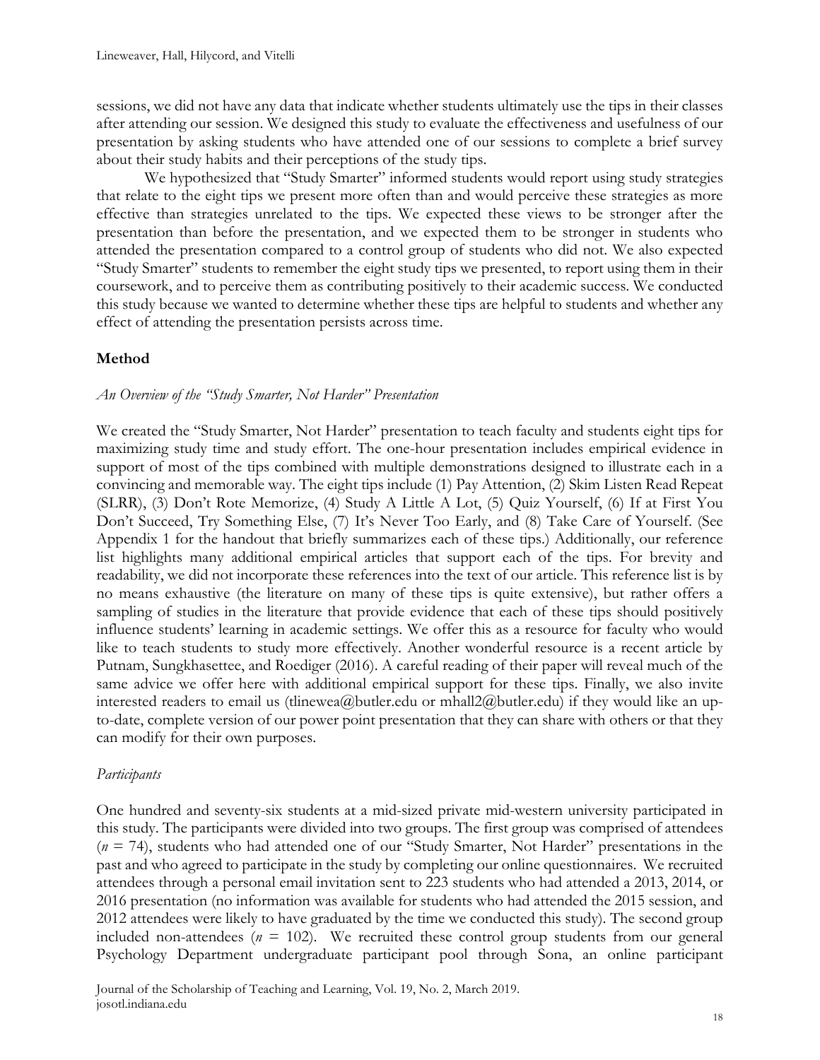sessions, we did not have any data that indicate whether students ultimately use the tips in their classes after attending our session. We designed this study to evaluate the effectiveness and usefulness of our presentation by asking students who have attended one of our sessions to complete a brief survey about their study habits and their perceptions of the study tips.

We hypothesized that "Study Smarter" informed students would report using study strategies that relate to the eight tips we present more often than and would perceive these strategies as more effective than strategies unrelated to the tips. We expected these views to be stronger after the presentation than before the presentation, and we expected them to be stronger in students who attended the presentation compared to a control group of students who did not. We also expected "Study Smarter" students to remember the eight study tips we presented, to report using them in their coursework, and to perceive them as contributing positively to their academic success. We conducted this study because we wanted to determine whether these tips are helpful to students and whether any effect of attending the presentation persists across time.

## Method

### *An Overview of the "Study Smarter, Not Harder" Presentation*

We created the "Study Smarter, Not Harder" presentation to teach faculty and students eight tips for maximizing study time and study effort. The one-hour presentation includes empirical evidence in support of most of the tips combined with multiple demonstrations designed to illustrate each in a convincing and memorable way. The eight tips include (1) Pay Attention, (2) Skim Listen Read Repeat (SLRR), (3) Don't Rote Memorize, (4) Study A Little A Lot, (5) Quiz Yourself, (6) If at First You Don't Succeed, Try Something Else, (7) It's Never Too Early, and (8) Take Care of Yourself. (See Appendix 1 for the handout that briefly summarizes each of these tips.) Additionally, our reference list highlights many additional empirical articles that support each of the tips. For brevity and readability, we did not incorporate these references into the text of our article. This reference list is by no means exhaustive (the literature on many of these tips is quite extensive), but rather offers a sampling of studies in the literature that provide evidence that each of these tips should positively influence students' learning in academic settings. We offer this as a resource for faculty who would like to teach students to study more effectively. Another wonderful resource is a recent article by Putnam, Sungkhasettee, and Roediger (2016). A careful reading of their paper will reveal much of the same advice we offer here with additional empirical support for these tips. Finally, we also invite interested readers to email us (tlinewea@butler.edu or mhall2@butler.edu) if they would like an up-to-date, complete version of our power point presentation that they can share with others or that they can modify for their own purposes.

### *Participants*

One hundred and seventy-six students at a mid-sized private mid-western university participated in this study. The participants were divided into two groups. The first group was comprised of attendees ($n$ = 74), students who had attended one of our "Study Smarter, Not Harder" presentations in the past and who agreed to participate in the study by completing our online questionnaires. We recruited attendees through a personal email invitation sent to 223 students who had attended a 2013, 2014, or 2016 presentation (no information was available for students who had attended the 2015 session, and 2012 attendees were likely to have graduated by the time we conducted this study). The second group included non-attendees ($n$ = 102). We recruited these control group students from our general Psychology Department undergraduate participant pool through Sona, an online participant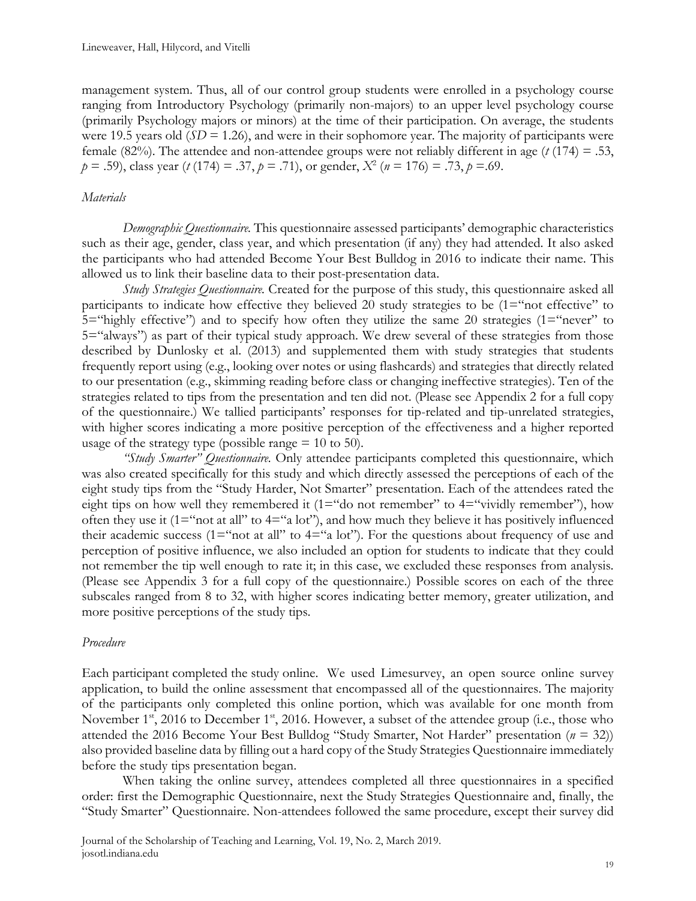management system. Thus, all of our control group students were enrolled in a psychology course ranging from Introductory Psychology (primarily non-majors) to an upper level psychology course (primarily Psychology majors or minors) at the time of their participation. On average, the students were 19.5 years old ($SD = 1.26$), and were in their sophomore year. The majority of participants were female (82%). The attendee and non-attendee groups were not reliably different in age ($t\,(174) = .53$, $p = .59$), class year ($t\,(174) = .37$, $p = .71$), or gender, $X^2\,(n = 176) = .73$, $p = .69$.

### *Materials*

*Demographic Questionnaire.* This questionnaire assessed participants' demographic characteristics such as their age, gender, class year, and which presentation (if any) they had attended. It also asked the participants who had attended Become Your Best Bulldog in 2016 to indicate their name. This allowed us to link their baseline data to their post-presentation data.

*Study Strategies Questionnaire.* Created for the purpose of this study, this questionnaire asked all participants to indicate how effective they believed 20 study strategies to be (1="not effective" to 5="highly effective") and to specify how often they utilize the same 20 strategies (1="never" to 5="always") as part of their typical study approach. We drew several of these strategies from those described by Dunlosky et al. (2013) and supplemented them with study strategies that students frequently report using (e.g., looking over notes or using flashcards) and strategies that directly related to our presentation (e.g., skimming reading before class or changing ineffective strategies). Ten of the strategies related to tips from the presentation and ten did not. (Please see Appendix 2 for a full copy of the questionnaire.) We tallied participants' responses for tip-related and tip-unrelated strategies, with higher scores indicating a more positive perception of the effectiveness and a higher reported usage of the strategy type (possible range = 10 to 50).

*"Study Smarter" Questionnaire.* Only attendee participants completed this questionnaire, which was also created specifically for this study and which directly assessed the perceptions of each of the eight study tips from the "Study Harder, Not Smarter" presentation. Each of the attendees rated the eight tips on how well they remembered it (1="do not remember" to 4="vividly remember"), how often they use it (1="not at all" to 4="a lot"), and how much they believe it has positively influenced their academic success (1="not at all" to 4="a lot"). For the questions about frequency of use and perception of positive influence, we also included an option for students to indicate that they could not remember the tip well enough to rate it; in this case, we excluded these responses from analysis. (Please see Appendix 3 for a full copy of the questionnaire.) Possible scores on each of the three subscales ranged from 8 to 32, with higher scores indicating better memory, greater utilization, and more positive perceptions of the study tips.

### *Procedure*

Each participant completed the study online. We used Limesurvey, an open source online survey application, to build the online assessment that encompassed all of the questionnaires. The majority of the participants only completed this online portion, which was available for one month from November 1st, 2016 to December 1st, 2016. However, a subset of the attendee group (i.e., those who attended the 2016 Become Your Best Bulldog "Study Smarter, Not Harder" presentation ($n = 32$)) also provided baseline data by filling out a hard copy of the Study Strategies Questionnaire immediately before the study tips presentation began.

When taking the online survey, attendees completed all three questionnaires in a specified order: first the Demographic Questionnaire, next the Study Strategies Questionnaire and, finally, the "Study Smarter" Questionnaire. Non-attendees followed the same procedure, except their survey did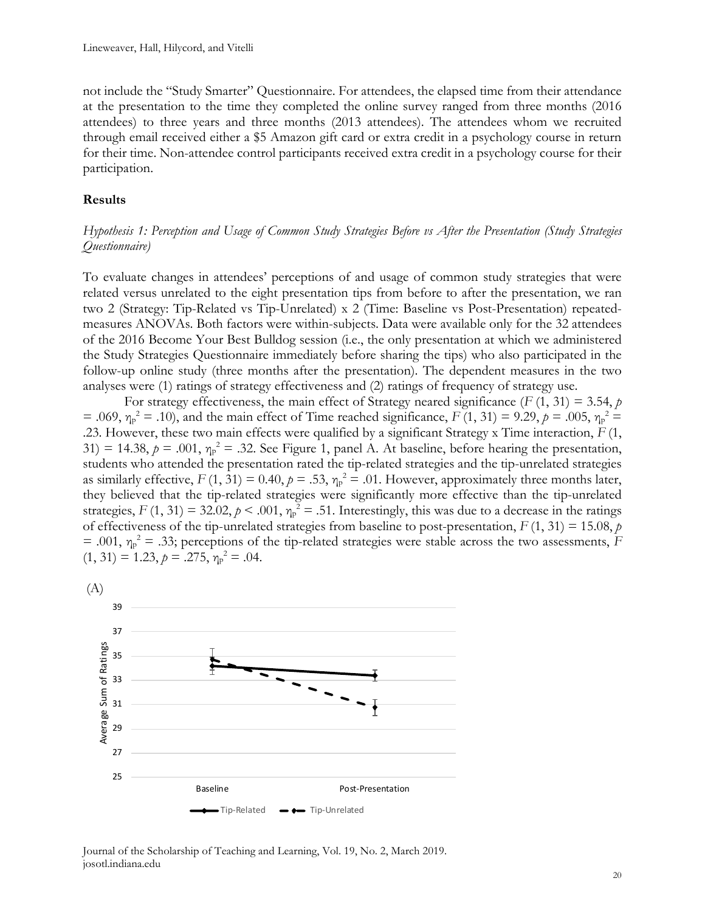not include the "Study Smarter" Questionnaire. For attendees, the elapsed time from their attendance at the presentation to the time they completed the online survey ranged from three months (2016 attendees) to three years and three months (2013 attendees). The attendees whom we recruited through email received either a $5 Amazon gift card or extra credit in a psychology course in return for their time. Non-attendee control participants received extra credit in a psychology course for their participation.

## Results

### *Hypothesis 1: Perception and Usage of Common Study Strategies Before vs After the Presentation (Study Strategies Questionnaire)*

To evaluate changes in attendees' perceptions of and usage of common study strategies that were related versus unrelated to the eight presentation tips from before to after the presentation, we ran two 2 (Strategy: Tip-Related vs Tip-Unrelated) x 2 (Time: Baseline vs Post-Presentation) repeated-measures ANOVAs. Both factors were within-subjects. Data were available only for the 32 attendees of the 2016 Become Your Best Bulldog session (i.e., the only presentation at which we administered the Study Strategies Questionnaire immediately before sharing the tips) who also participated in the follow-up online study (three months after the presentation). The dependent measures in the two analyses were (1) ratings of strategy effectiveness and (2) ratings of frequency of strategy use.

For strategy effectiveness, the main effect of Strategy neared significance ($F$ (1, 31) = 3.54, $p$ = .069, $\eta_p^2$ = .10), and the main effect of Time reached significance, $F$ (1, 31) = 9.29, $p$ = .005, $\eta_p^2$ = .23. However, these two main effects were qualified by a significant Strategy x Time interaction, $F$ (1, 31) = 14.38, $p$ = .001, $\eta_p^2$ = .32. See Figure 1, panel A. At baseline, before hearing the presentation, students who attended the presentation rated the tip-related strategies and the tip-unrelated strategies as similarly effective, $F$ (1, 31) = 0.40, $p$ = .53, $\eta_p^2$ = .01. However, approximately three months later, they believed that the tip-related strategies were significantly more effective than the tip-unrelated strategies, $F$ (1, 31) = 32.02, $p$ < .001, $\eta_p^2$ = .51. Interestingly, this was due to a decrease in the ratings of effectiveness of the tip-unrelated strategies from baseline to post-presentation, $F$ (1, 31) = 15.08, $p$ = .001, $\eta_p^2$ = .33; perceptions of the tip-related strategies were stable across the two assessments, $F$ (1, 31) = 1.23, $p$ = .275, $\eta_p^2$ = .04.

(A)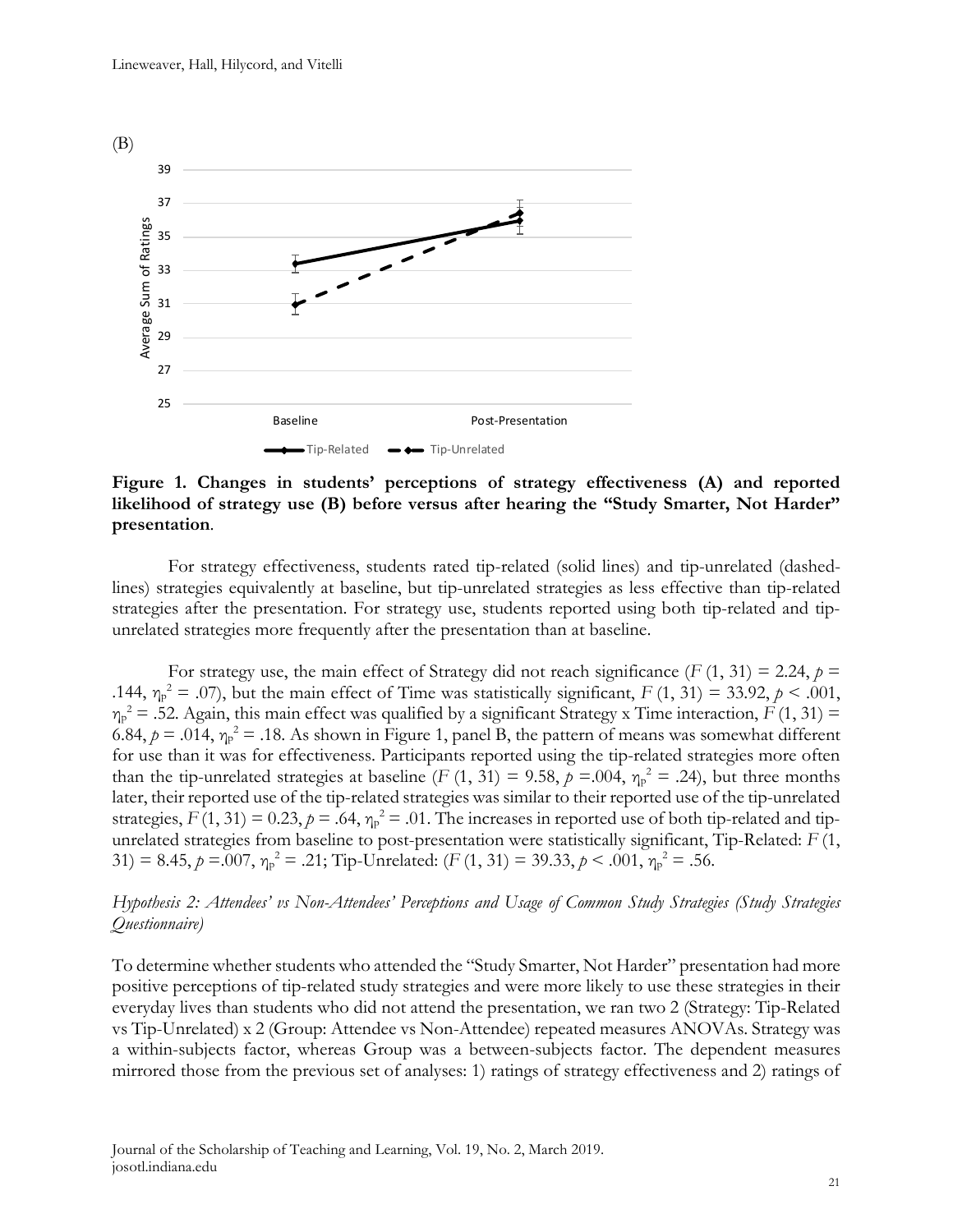(B)

Figure 1. Changes in students' perceptions of strategy effectiveness (A) and reported likelihood of strategy use (B) before versus after hearing the "Study Smarter, Not Harder" presentation.

For strategy effectiveness, students rated tip-related (solid lines) and tip-unrelated (dashed-lines) strategies equivalently at baseline, but tip-unrelated strategies as less effective than tip-related strategies after the presentation. For strategy use, students reported using both tip-related and tip-unrelated strategies more frequently after the presentation than at baseline.

For strategy use, the main effect of Strategy did not reach significance ($F$ (1, 31) = 2.24, $p$ = .144, $\eta_p^2$ = .07), but the main effect of Time was statistically significant, $F$ (1, 31) = 33.92, $p$ < .001, $\eta_p^2$ = .52. Again, this main effect was qualified by a significant Strategy x Time interaction, $F$ (1, 31) = 6.84, $p$ = .014, $\eta_p^2$ = .18. As shown in Figure 1, panel B, the pattern of means was somewhat different for use than it was for effectiveness. Participants reported using the tip-related strategies more often than the tip-unrelated strategies at baseline ($F$ (1, 31) = 9.58, $p$ =.004, $\eta_p^2$ = .24), but three months later, their reported use of the tip-related strategies was similar to their reported use of the tip-unrelated strategies, $F$ (1, 31) = 0.23, $p$ = .64, $\eta_p^2$ = .01. The increases in reported use of both tip-related and tip-unrelated strategies from baseline to post-presentation were statistically significant, Tip-Related: $F$ (1, 31) = 8.45, $p$ =.007, $\eta_p^2$ = .21; Tip-Unrelated: ($F$ (1, 31) = 39.33, $p$ < .001, $\eta_p^2$ = .56.

*Hypothesis 2: Attendees' vs Non-Attendees' Perceptions and Usage of Common Study Strategies (Study Strategies Questionnaire)*

To determine whether students who attended the "Study Smarter, Not Harder" presentation had more positive perceptions of tip-related study strategies and were more likely to use these strategies in their everyday lives than students who did not attend the presentation, we ran two 2 (Strategy: Tip-Related vs Tip-Unrelated) x 2 (Group: Attendee vs Non-Attendee) repeated measures ANOVAs. Strategy was a within-subjects factor, whereas Group was a between-subjects factor. The dependent measures mirrored those from the previous set of analyses: 1) ratings of strategy effectiveness and 2) ratings of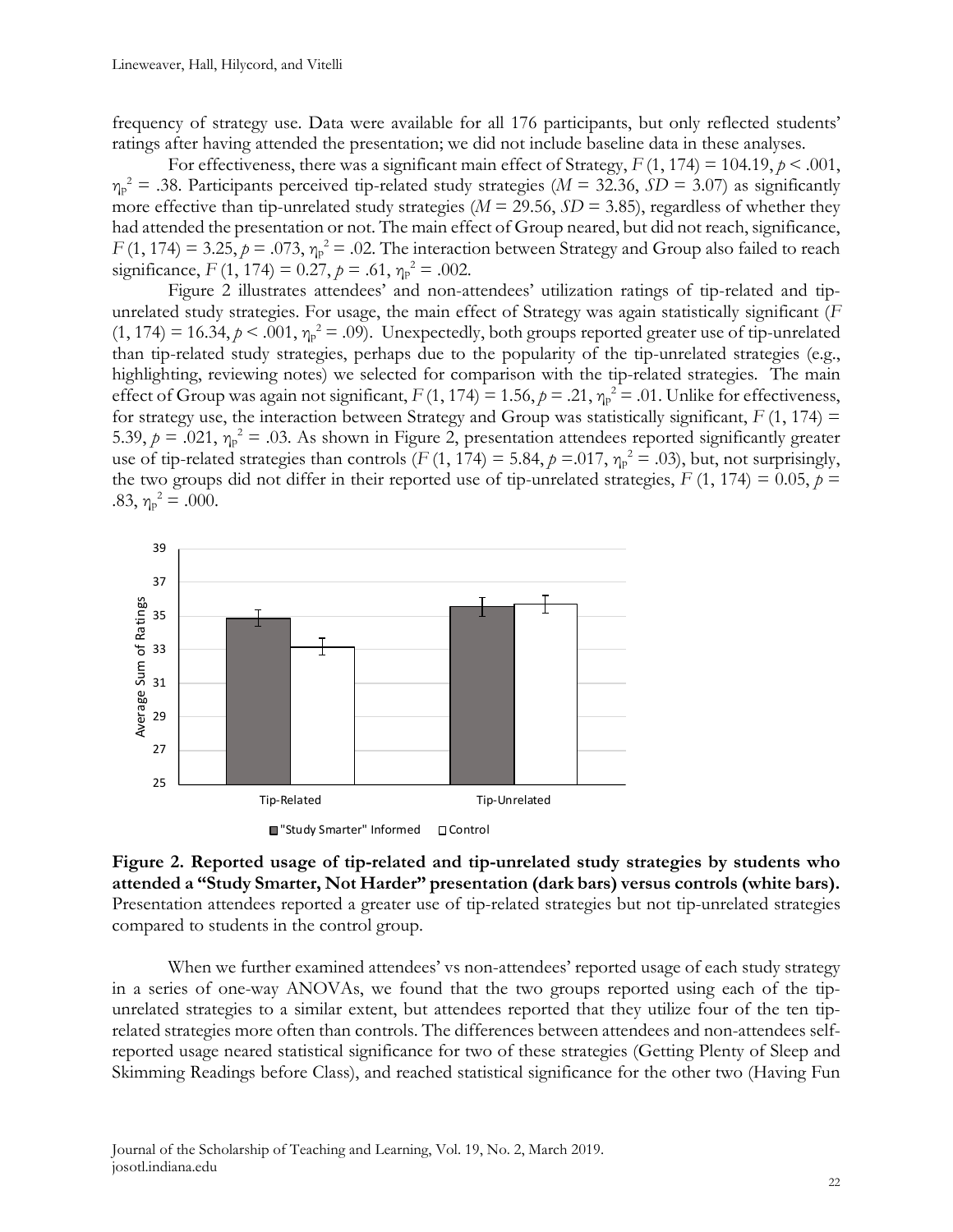frequency of strategy use. Data were available for all 176 participants, but only reflected students' ratings after having attended the presentation; we did not include baseline data in these analyses.

For effectiveness, there was a significant main effect of Strategy, $F(1, 174) = 104.19$, $p < .001$, $\eta_p^2 = .38$. Participants perceived tip-related study strategies ($M = 32.36$, $SD = 3.07$) as significantly more effective than tip-unrelated study strategies ($M = 29.56$, $SD = 3.85$), regardless of whether they had attended the presentation or not. The main effect of Group neared, but did not reach, significance, $F(1, 174) = 3.25$, $p = .073$, $\eta_p^2 = .02$. The interaction between Strategy and Group also failed to reach significance, $F(1, 174) = 0.27$, $p = .61$, $\eta_p^2 = .002$.

Figure 2 illustrates attendees' and non-attendees' utilization ratings of tip-related and tip-unrelated study strategies. For usage, the main effect of Strategy was again statistically significant ($F(1, 174) = 16.34$, $p < .001$, $\eta_p^2 = .09$). Unexpectedly, both groups reported greater use of tip-unrelated than tip-related study strategies, perhaps due to the popularity of the tip-unrelated strategies (e.g., highlighting, reviewing notes) we selected for comparison with the tip-related strategies. The main effect of Group was again not significant, $F(1, 174) = 1.56$, $p = .21$, $\eta_p^2 = .01$. Unlike for effectiveness, for strategy use, the interaction between Strategy and Group was statistically significant, $F(1, 174) = 5.39$, $p = .021$, $\eta_p^2 = .03$. As shown in Figure 2, presentation attendees reported significantly greater use of tip-related strategies than controls ($F(1, 174) = 5.84$, $p = .017$, $\eta_p^2 = .03$), but, not surprisingly, the two groups did not differ in their reported use of tip-unrelated strategies, $F(1, 174) = 0.05$, $p = .83$, $\eta_p^2 = .000$.

**Figure 2. Reported usage of tip-related and tip-unrelated study strategies by students who attended a "Study Smarter, Not Harder" presentation (dark bars) versus controls (white bars).** Presentation attendees reported a greater use of tip-related strategies but not tip-unrelated strategies compared to students in the control group.

When we further examined attendees' vs non-attendees' reported usage of each study strategy in a series of one-way ANOVAs, we found that the two groups reported using each of the tip-unrelated strategies to a similar extent, but attendees reported that they utilize four of the ten tip-related strategies more often than controls. The differences between attendees and non-attendees self-reported usage neared statistical significance for two of these strategies (Getting Plenty of Sleep and Skimming Readings before Class), and reached statistical significance for the other two (Having Fun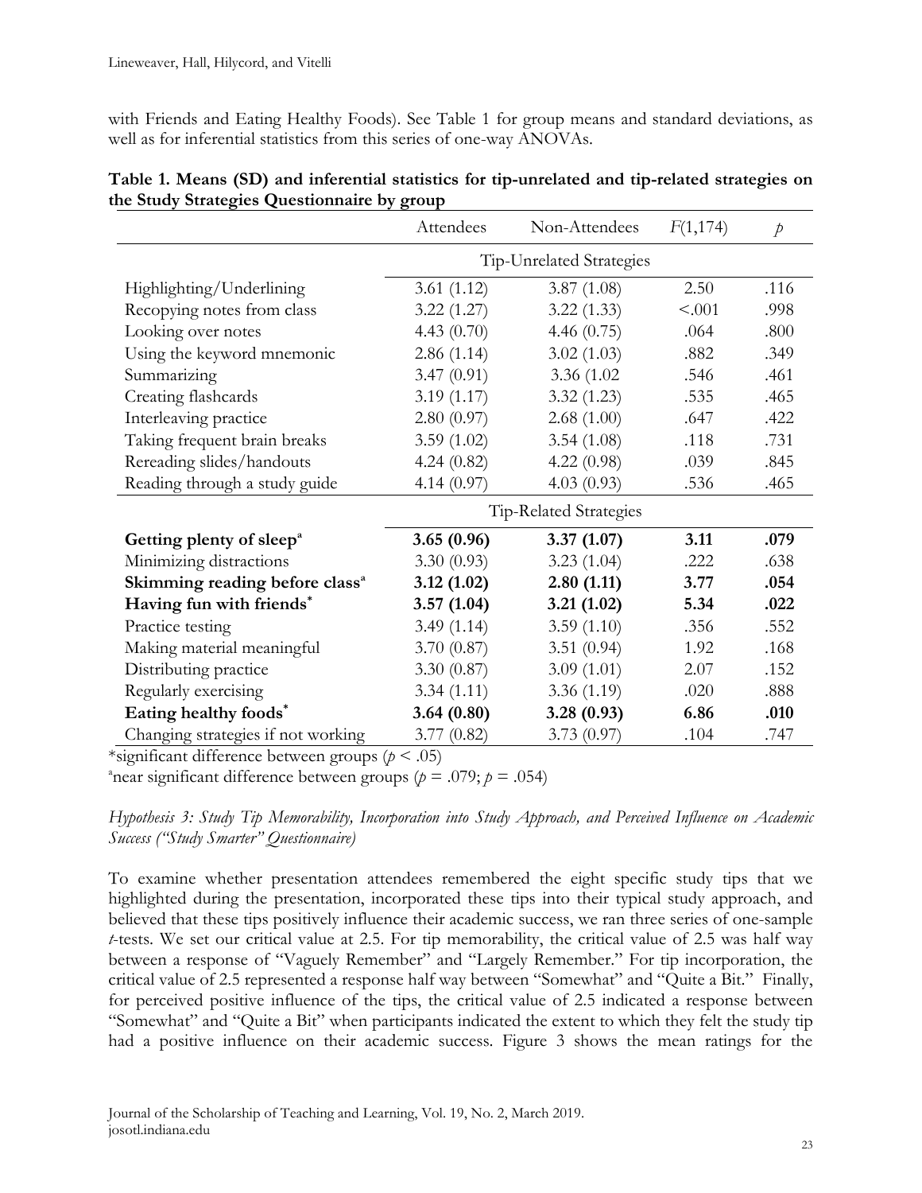with Friends and Eating Healthy Foods). See Table 1 for group means and standard deviations, as well as for inferential statistics from this series of one-way ANOVAs.

**Table 1. Means (SD) and inferential statistics for tip-unrelated and tip-related strategies on the Study Strategies Questionnaire by group**

| | Attendees | Non-Attendees | $F(1,174)$ | $p$ |
|---|---|---|---|---|
| | Tip-Unrelated Strategies | | | |
| Highlighting/Underlining | 3.61 (1.12) | 3.87 (1.08) | 2.50 | .116 |
| Recopying notes from class | 3.22 (1.27) | 3.22 (1.33) | <.001 | .998 |
| Looking over notes | 4.43 (0.70) | 4.46 (0.75) | .064 | .800 |
| Using the keyword mnemonic | 2.86 (1.14) | 3.02 (1.03) | .882 | .349 |
| Summarizing | 3.47 (0.91) | 3.36 (1.02 | .546 | .461 |
| Creating flashcards | 3.19 (1.17) | 3.32 (1.23) | .535 | .465 |
| Interleaving practice | 2.80 (0.97) | 2.68 (1.00) | .647 | .422 |
| Taking frequent brain breaks | 3.59 (1.02) | 3.54 (1.08) | .118 | .731 |
| Rereading slides/handouts | 4.24 (0.82) | 4.22 (0.98) | .039 | .845 |
| Reading through a study guide | 4.14 (0.97) | 4.03 (0.93) | .536 | .465 |
| | Tip-Related Strategies | | | |
| **Getting plenty of sleep[a]** | **3.65 (0.96)** | **3.37 (1.07)** | **3.11** | **.079** |
| Minimizing distractions | 3.30 (0.93) | 3.23 (1.04) | .222 | .638 |
| **Skimming reading before class[a]** | **3.12 (1.02)** | **2.80 (1.11)** | **3.77** | **.054** |
| **Having fun with friends*** | **3.57 (1.04)** | **3.21 (1.02)** | **5.34** | **.022** |
| Practice testing | 3.49 (1.14) | 3.59 (1.10) | .356 | .552 |
| Making material meaningful | 3.70 (0.87) | 3.51 (0.94) | 1.92 | .168 |
| Distributing practice | 3.30 (0.87) | 3.09 (1.01) | 2.07 | .152 |
| Regularly exercising | 3.34 (1.11) | 3.36 (1.19) | .020 | .888 |
| **Eating healthy foods*** | **3.64 (0.80)** | **3.28 (0.93)** | **6.86** | **.010** |
| Changing strategies if not working | 3.77 (0.82) | 3.73 (0.97) | .104 | .747 |

*significant difference between groups ($p < .05$)

[a]near significant difference between groups ($p = .079$; $p = .054$)

*Hypothesis 3: Study Tip Memorability, Incorporation into Study Approach, and Perceived Influence on Academic Success ("Study Smarter" Questionnaire)*

To examine whether presentation attendees remembered the eight specific study tips that we highlighted during the presentation, incorporated these tips into their typical study approach, and believed that these tips positively influence their academic success, we ran three series of one-sample $t$-tests. We set our critical value at 2.5. For tip memorability, the critical value of 2.5 was half way between a response of "Vaguely Remember" and "Largely Remember." For tip incorporation, the critical value of 2.5 represented a response half way between "Somewhat" and "Quite a Bit." Finally, for perceived positive influence of the tips, the critical value of 2.5 indicated a response between "Somewhat" and "Quite a Bit" when participants indicated the extent to which they felt the study tip had a positive influence on their academic success. Figure 3 shows the mean ratings for the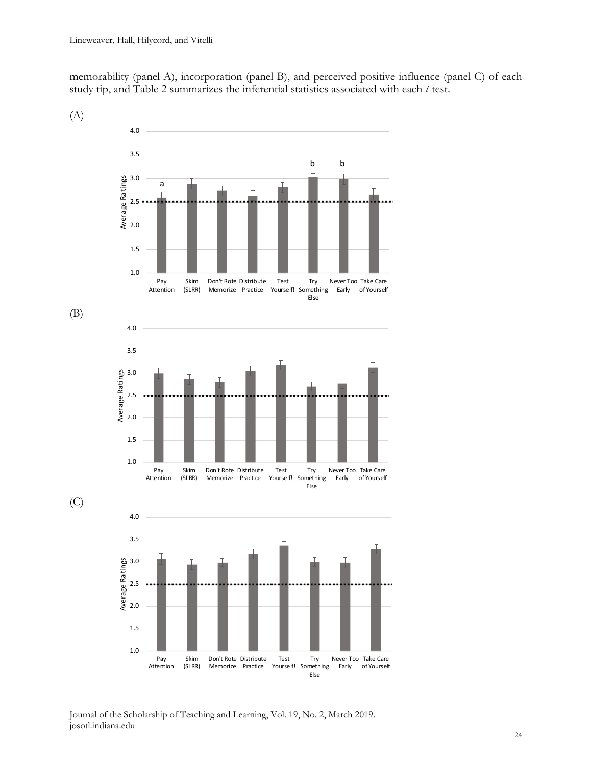memorability (panel A), incorporation (panel B), and perceived positive influence (panel C) of each study tip, and Table 2 summarizes the inferential statistics associated with each *t*-test.

(A)

(B)

(C)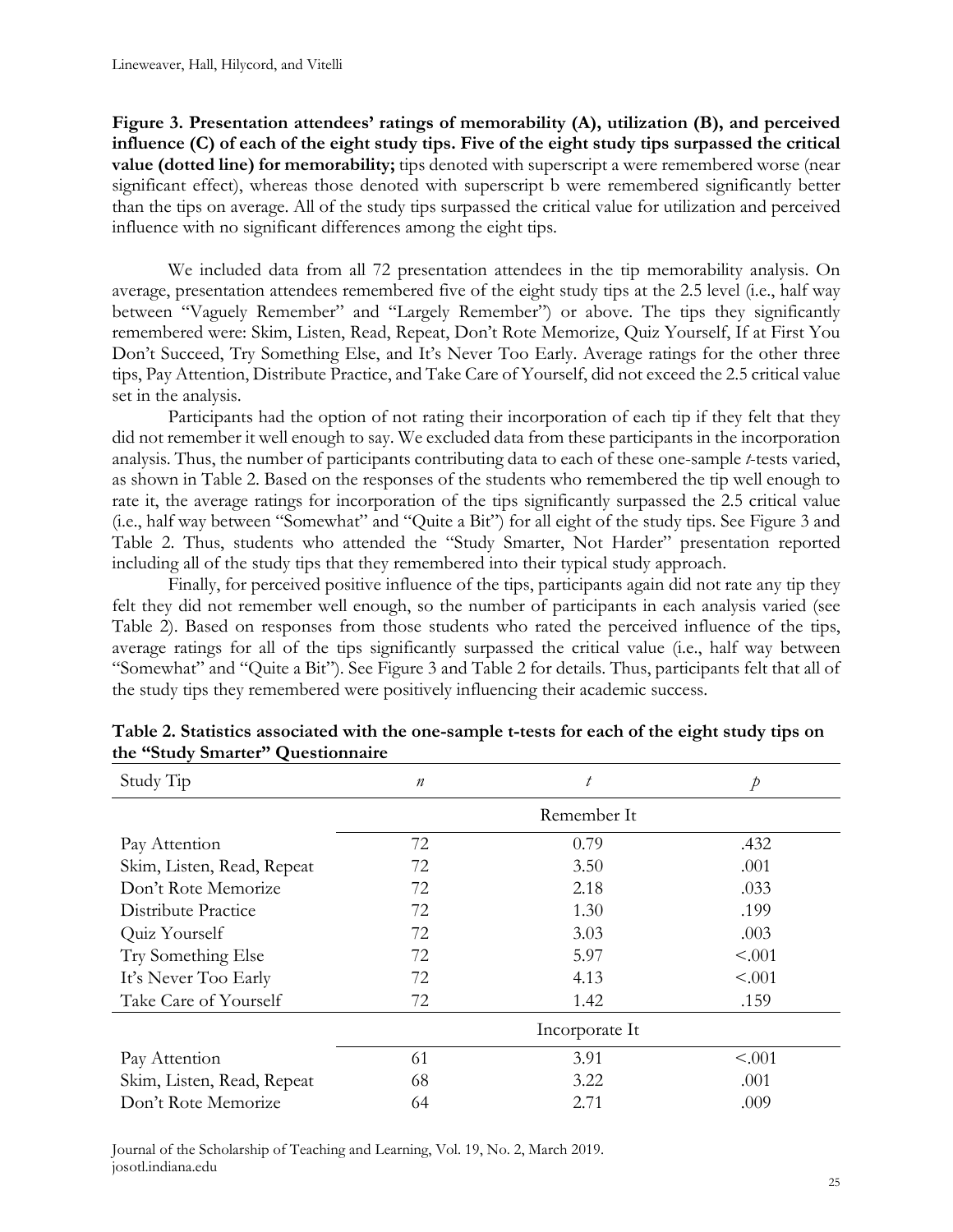**Figure 3. Presentation attendees' ratings of memorability (A), utilization (B), and perceived influence (C) of each of the eight study tips. Five of the eight study tips surpassed the critical value (dotted line) for memorability;** tips denoted with superscript a were remembered worse (near significant effect), whereas those denoted with superscript b were remembered significantly better than the tips on average. All of the study tips surpassed the critical value for utilization and perceived influence with no significant differences among the eight tips.

We included data from all 72 presentation attendees in the tip memorability analysis. On average, presentation attendees remembered five of the eight study tips at the 2.5 level (i.e., half way between "Vaguely Remember" and "Largely Remember") or above. The tips they significantly remembered were: Skim, Listen, Read, Repeat, Don't Rote Memorize, Quiz Yourself, If at First You Don't Succeed, Try Something Else, and It's Never Too Early. Average ratings for the other three tips, Pay Attention, Distribute Practice, and Take Care of Yourself, did not exceed the 2.5 critical value set in the analysis.

Participants had the option of not rating their incorporation of each tip if they felt that they did not remember it well enough to say. We excluded data from these participants in the incorporation analysis. Thus, the number of participants contributing data to each of these one-sample *t*-tests varied, as shown in Table 2. Based on the responses of the students who remembered the tip well enough to rate it, the average ratings for incorporation of the tips significantly surpassed the 2.5 critical value (i.e., half way between "Somewhat" and "Quite a Bit") for all eight of the study tips. See Figure 3 and Table 2. Thus, students who attended the "Study Smarter, Not Harder" presentation reported including all of the study tips that they remembered into their typical study approach.

Finally, for perceived positive influence of the tips, participants again did not rate any tip they felt they did not remember well enough, so the number of participants in each analysis varied (see Table 2). Based on responses from those students who rated the perceived influence of the tips, average ratings for all of the tips significantly surpassed the critical value (i.e., half way between "Somewhat" and "Quite a Bit"). See Figure 3 and Table 2 for details. Thus, participants felt that all of the study tips they remembered were positively influencing their academic success.

**Table 2. Statistics associated with the one-sample t-tests for each of the eight study tips on the "Study Smarter" Questionnaire**

| Study Tip | $n$ | $t$ | $p$ |
|---|---|---|---|
| | | Remember It | |
| Pay Attention | 72 | 0.79 | .432 |
| Skim, Listen, Read, Repeat | 72 | 3.50 | .001 |
| Don't Rote Memorize | 72 | 2.18 | .033 |
| Distribute Practice | 72 | 1.30 | .199 |
| Quiz Yourself | 72 | 3.03 | .003 |
| Try Something Else | 72 | 5.97 | <.001 |
| It's Never Too Early | 72 | 4.13 | <.001 |
| Take Care of Yourself | 72 | 1.42 | .159 |
| | | Incorporate It | |
| Pay Attention | 61 | 3.91 | <.001 |
| Skim, Listen, Read, Repeat | 68 | 3.22 | .001 |
| Don't Rote Memorize | 64 | 2.71 | .009 |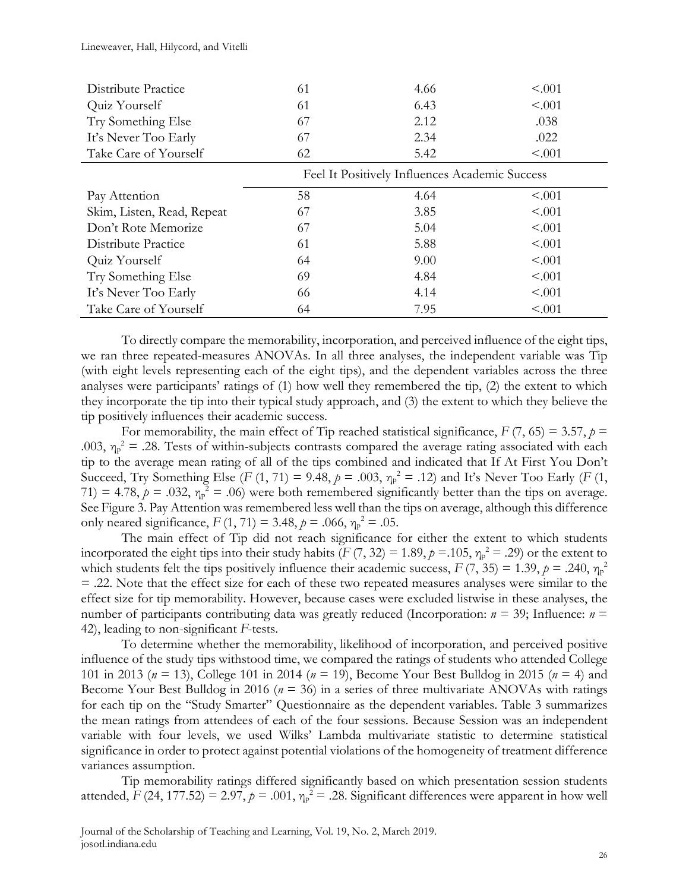| | | | |
|---|---|---|---|
| Distribute Practice | 61 | 4.66 | <.001 |
| Quiz Yourself | 61 | 6.43 | <.001 |
| Try Something Else | 67 | 2.12 | .038 |
| It's Never Too Early | 67 | 2.34 | .022 |
| Take Care of Yourself | 62 | 5.42 | <.001 |
| | Feel It Positively Influences Academic Success | | |
| Pay Attention | 58 | 4.64 | <.001 |
| Skim, Listen, Read, Repeat | 67 | 3.85 | <.001 |
| Don't Rote Memorize | 67 | 5.04 | <.001 |
| Distribute Practice | 61 | 5.88 | <.001 |
| Quiz Yourself | 64 | 9.00 | <.001 |
| Try Something Else | 69 | 4.84 | <.001 |
| It's Never Too Early | 66 | 4.14 | <.001 |
| Take Care of Yourself | 64 | 7.95 | <.001 |

To directly compare the memorability, incorporation, and perceived influence of the eight tips, we ran three repeated-measures ANOVAs. In all three analyses, the independent variable was Tip (with eight levels representing each of the eight tips), and the dependent variables across the three analyses were participants' ratings of (1) how well they remembered the tip, (2) the extent to which they incorporate the tip into their typical study approach, and (3) the extent to which they believe the tip positively influences their academic success.

For memorability, the main effect of Tip reached statistical significance, $F$ (7, 65) = 3.57, $p$ = .003, $\eta_p^2$ = .28. Tests of within-subjects contrasts compared the average rating associated with each tip to the average mean rating of all of the tips combined and indicated that If At First You Don't Succeed, Try Something Else ($F$ (1, 71) = 9.48, $p$ = .003, $\eta_p^2$ = .12) and It's Never Too Early ($F$ (1, 71) = 4.78, $p$ = .032, $\eta_p^2$ = .06) were both remembered significantly better than the tips on average. See Figure 3. Pay Attention was remembered less well than the tips on average, although this difference only neared significance, $F$ (1, 71) = 3.48, $p$ = .066, $\eta_p^2$ = .05.

The main effect of Tip did not reach significance for either the extent to which students incorporated the eight tips into their study habits ($F$ (7, 32) = 1.89, $p$ =.105, $\eta_p^2$ = .29) or the extent to which students felt the tips positively influence their academic success, $F$ (7, 35) = 1.39, $p$ = .240, $\eta_p^2$ = .22. Note that the effect size for each of these two repeated measures analyses were similar to the effect size for tip memorability. However, because cases were excluded listwise in these analyses, the number of participants contributing data was greatly reduced (Incorporation: $n$ = 39; Influence: $n$ = 42), leading to non-significant $F$-tests.

To determine whether the memorability, likelihood of incorporation, and perceived positive influence of the study tips withstood time, we compared the ratings of students who attended College 101 in 2013 ($n$ = 13), College 101 in 2014 ($n$ = 19), Become Your Best Bulldog in 2015 ($n$ = 4) and Become Your Best Bulldog in 2016 ($n$ = 36) in a series of three multivariate ANOVAs with ratings for each tip on the "Study Smarter" Questionnaire as the dependent variables. Table 3 summarizes the mean ratings from attendees of each of the four sessions. Because Session was an independent variable with four levels, we used Wilks' Lambda multivariate statistic to determine statistical significance in order to protect against potential violations of the homogeneity of treatment difference variances assumption.

Tip memorability ratings differed significantly based on which presentation session students attended, $F$ (24, 177.52) = 2.97, $p$ = .001, $\eta_p^2$ = .28. Significant differences were apparent in how well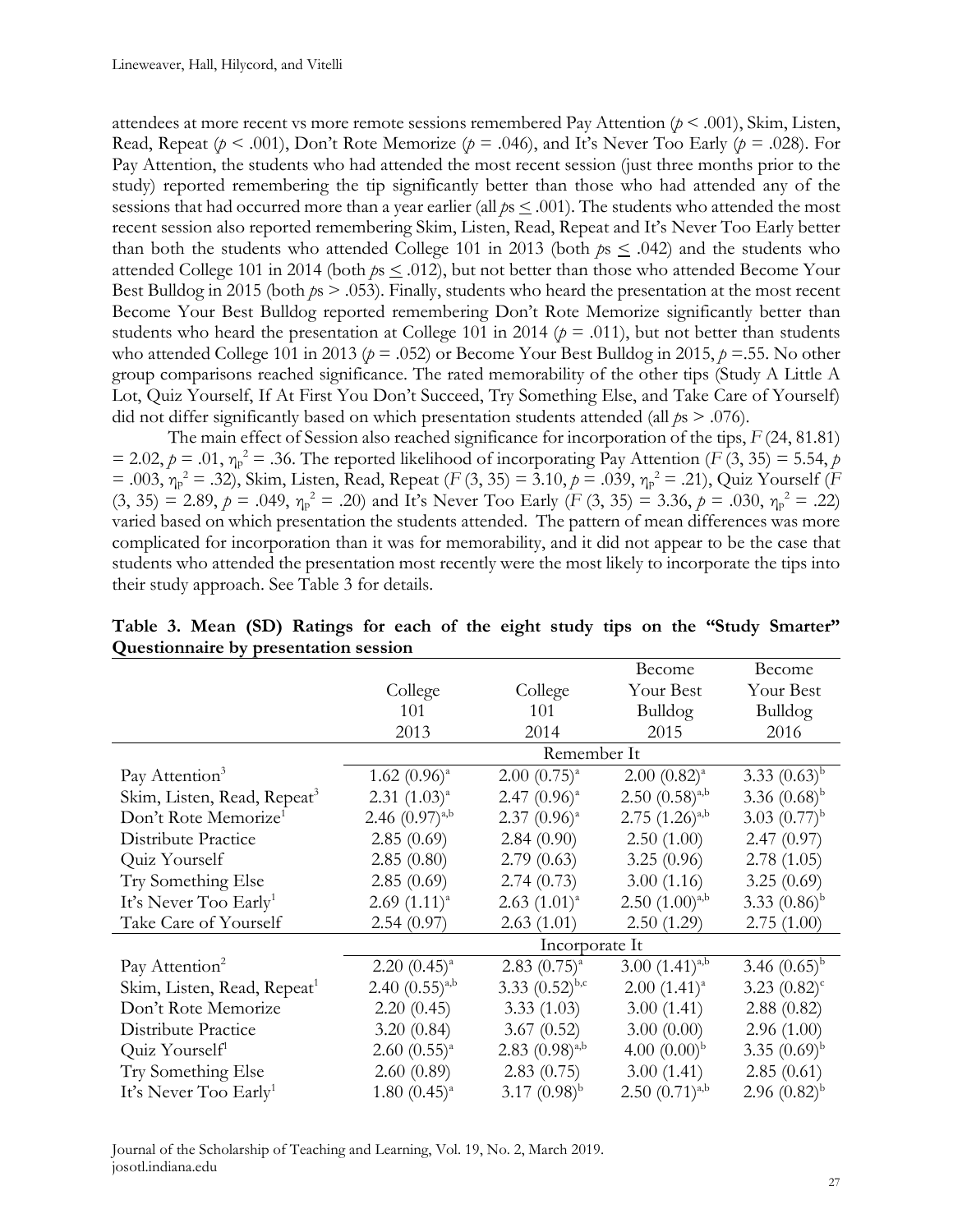attendees at more recent vs more remote sessions remembered Pay Attention ($p < .001$), Skim, Listen, Read, Repeat ($p < .001$), Don't Rote Memorize ($p = .046$), and It's Never Too Early ($p = .028$). For Pay Attention, the students who had attended the most recent session (just three months prior to the study) reported remembering the tip significantly better than those who had attended any of the sessions that had occurred more than a year earlier (all $p\text{s} \leq .001$). The students who attended the most recent session also reported remembering Skim, Listen, Read, Repeat and It's Never Too Early better than both the students who attended College 101 in 2013 (both $p\text{s} \leq .042$) and the students who attended College 101 in 2014 (both $p\text{s} \leq .012$), but not better than those who attended Become Your Best Bulldog in 2015 (both $p\text{s} > .053$). Finally, students who heard the presentation at the most recent Become Your Best Bulldog reported remembering Don't Rote Memorize significantly better than students who heard the presentation at College 101 in 2014 ($p = .011$), but not better than students who attended College 101 in 2013 ($p = .052$) or Become Your Best Bulldog in 2015, $p = .55$. No other group comparisons reached significance. The rated memorability of the other tips (Study A Little A Lot, Quiz Yourself, If At First You Don't Succeed, Try Something Else, and Take Care of Yourself) did not differ significantly based on which presentation students attended (all $p\text{s} > .076$).

The main effect of Session also reached significance for incorporation of the tips, $F(24, 81.81) = 2.02$, $p = .01$, $\eta_p^2 = .36$. The reported likelihood of incorporating Pay Attention ($F(3, 35) = 5.54$, $p = .003$, $\eta_p^2 = .32$), Skim, Listen, Read, Repeat ($F(3, 35) = 3.10$, $p = .039$, $\eta_p^2 = .21$), Quiz Yourself ($F(3, 35) = 2.89$, $p = .049$, $\eta_p^2 = .20$) and It's Never Too Early ($F(3, 35) = 3.36$, $p = .030$, $\eta_p^2 = .22$) varied based on which presentation the students attended. The pattern of mean differences was more complicated for incorporation than it was for memorability, and it did not appear to be the case that students who attended the presentation most recently were the most likely to incorporate the tips into their study approach. See Table 3 for details.

**Table 3. Mean (SD) Ratings for each of the eight study tips on the "Study Smarter" Questionnaire by presentation session**

| | College 101 2013 | College 101 2014 | Become Your Best Bulldog 2015 | Become Your Best Bulldog 2016 |
|---|---|---|---|---|
| | Remember It | | | |
| Pay Attention[3] | 1.62 (0.96)[a] | 2.00 (0.75)[a] | 2.00 (0.82)[a] | 3.33 (0.63)[b] |
| Skim, Listen, Read, Repeat[3] | 2.31 (1.03)[a] | 2.47 (0.96)[a] | 2.50 (0.58)[a,b] | 3.36 (0.68)[b] |
| Don't Rote Memorize[1] | 2.46 (0.97)[a,b] | 2.37 (0.96)[a] | 2.75 (1.26)[a,b] | 3.03 (0.77)[b] |
| Distribute Practice | 2.85 (0.69) | 2.84 (0.90) | 2.50 (1.00) | 2.47 (0.97) |
| Quiz Yourself | 2.85 (0.80) | 2.79 (0.63) | 3.25 (0.96) | 2.78 (1.05) |
| Try Something Else | 2.85 (0.69) | 2.74 (0.73) | 3.00 (1.16) | 3.25 (0.69) |
| It's Never Too Early[1] | 2.69 (1.11)[a] | 2.63 (1.01)[a] | 2.50 (1.00)[a,b] | 3.33 (0.86)[b] |
| Take Care of Yourself | 2.54 (0.97) | 2.63 (1.01) | 2.50 (1.29) | 2.75 (1.00) |
| | Incorporate It | | | |
| Pay Attention[2] | 2.20 (0.45)[a] | 2.83 (0.75)[a] | 3.00 (1.41)[a,b] | 3.46 (0.65)[b] |
| Skim, Listen, Read, Repeat[1] | 2.40 (0.55)[a,b] | 3.33 (0.52)[b,c] | 2.00 (1.41)[a] | 3.23 (0.82)[c] |
| Don't Rote Memorize | 2.20 (0.45) | 3.33 (1.03) | 3.00 (1.41) | 2.88 (0.82) |
| Distribute Practice | 3.20 (0.84) | 3.67 (0.52) | 3.00 (0.00) | 2.96 (1.00) |
| Quiz Yourself[1] | 2.60 (0.55)[a] | 2.83 (0.98)[a,b] | 4.00 (0.00)[b] | 3.35 (0.69)[b] |
| Try Something Else | 2.60 (0.89) | 2.83 (0.75) | 3.00 (1.41) | 2.85 (0.61) |
| It's Never Too Early[1] | 1.80 (0.45)[a] | 3.17 (0.98)[b] | 2.50 (0.71)[a,b] | 2.96 (0.82)[b] |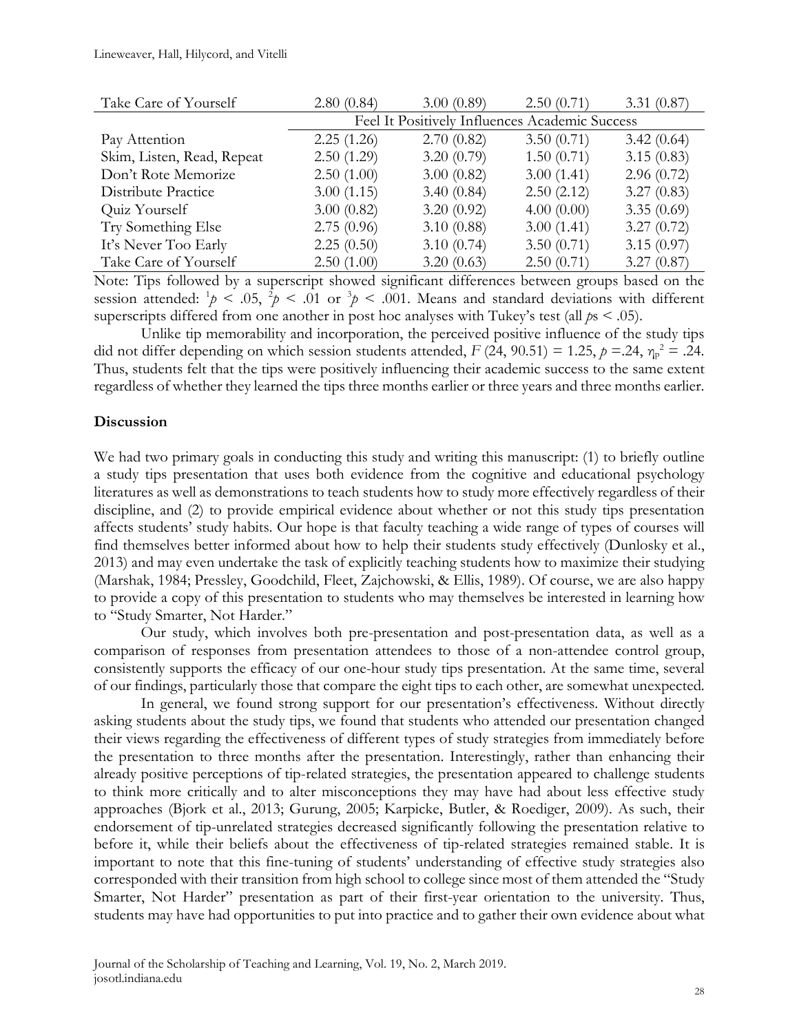| | | | | |
|---|---|---|---|---|
| Take Care of Yourself | 2.80 (0.84) | 3.00 (0.89) | 2.50 (0.71) | 3.31 (0.87) |
| | Feel It Positively Influences Academic Success | | | |
| Pay Attention | 2.25 (1.26) | 2.70 (0.82) | 3.50 (0.71) | 3.42 (0.64) |
| Skim, Listen, Read, Repeat | 2.50 (1.29) | 3.20 (0.79) | 1.50 (0.71) | 3.15 (0.83) |
| Don't Rote Memorize | 2.50 (1.00) | 3.00 (0.82) | 3.00 (1.41) | 2.96 (0.72) |
| Distribute Practice | 3.00 (1.15) | 3.40 (0.84) | 2.50 (2.12) | 3.27 (0.83) |
| Quiz Yourself | 3.00 (0.82) | 3.20 (0.92) | 4.00 (0.00) | 3.35 (0.69) |
| Try Something Else | 2.75 (0.96) | 3.10 (0.88) | 3.00 (1.41) | 3.27 (0.72) |
| It's Never Too Early | 2.25 (0.50) | 3.10 (0.74) | 3.50 (0.71) | 3.15 (0.97) |
| Take Care of Yourself | 2.50 (1.00) | 3.20 (0.63) | 2.50 (0.71) | 3.27 (0.87) |

Note: Tips followed by a superscript showed significant differences between groups based on the session attended: [1]$p < .05$, [2]$p < .01$ or [3]$p < .001$. Means and standard deviations with different superscripts differed from one another in post hoc analyses with Tukey's test (all $p$s < .05).

Unlike tip memorability and incorporation, the perceived positive influence of the study tips did not differ depending on which session students attended, $F$ (24, 90.51) = 1.25, $p$ =.24, $\eta_p^2$ = .24. Thus, students felt that the tips were positively influencing their academic success to the same extent regardless of whether they learned the tips three months earlier or three years and three months earlier.

## Discussion

We had two primary goals in conducting this study and writing this manuscript: (1) to briefly outline a study tips presentation that uses both evidence from the cognitive and educational psychology literatures as well as demonstrations to teach students how to study more effectively regardless of their discipline, and (2) to provide empirical evidence about whether or not this study tips presentation affects students' study habits. Our hope is that faculty teaching a wide range of types of courses will find themselves better informed about how to help their students study effectively (Dunlosky et al., 2013) and may even undertake the task of explicitly teaching students how to maximize their studying (Marshak, 1984; Pressley, Goodchild, Fleet, Zajchowski, & Ellis, 1989). Of course, we are also happy to provide a copy of this presentation to students who may themselves be interested in learning how to "Study Smarter, Not Harder."

Our study, which involves both pre-presentation and post-presentation data, as well as a comparison of responses from presentation attendees to those of a non-attendee control group, consistently supports the efficacy of our one-hour study tips presentation. At the same time, several of our findings, particularly those that compare the eight tips to each other, are somewhat unexpected.

In general, we found strong support for our presentation's effectiveness. Without directly asking students about the study tips, we found that students who attended our presentation changed their views regarding the effectiveness of different types of study strategies from immediately before the presentation to three months after the presentation. Interestingly, rather than enhancing their already positive perceptions of tip-related strategies, the presentation appeared to challenge students to think more critically and to alter misconceptions they may have had about less effective study approaches (Bjork et al., 2013; Gurung, 2005; Karpicke, Butler, & Roediger, 2009). As such, their endorsement of tip-unrelated strategies decreased significantly following the presentation relative to before it, while their beliefs about the effectiveness of tip-related strategies remained stable. It is important to note that this fine-tuning of students' understanding of effective study strategies also corresponded with their transition from high school to college since most of them attended the "Study Smarter, Not Harder" presentation as part of their first-year orientation to the university. Thus, students may have had opportunities to put into practice and to gather their own evidence about what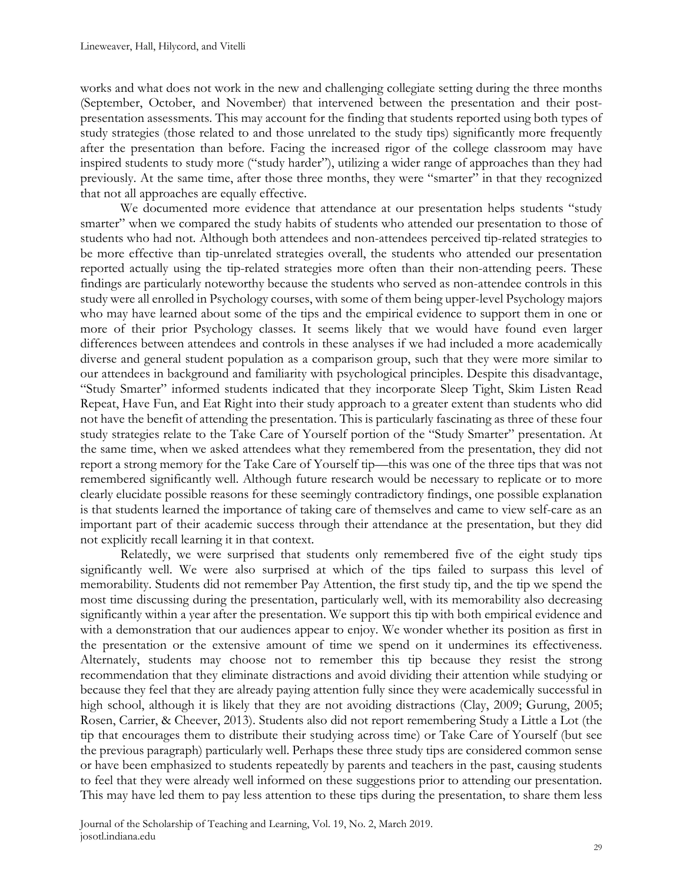works and what does not work in the new and challenging collegiate setting during the three months (September, October, and November) that intervened between the presentation and their post-presentation assessments. This may account for the finding that students reported using both types of study strategies (those related to and those unrelated to the study tips) significantly more frequently after the presentation than before. Facing the increased rigor of the college classroom may have inspired students to study more ("study harder"), utilizing a wider range of approaches than they had previously. At the same time, after those three months, they were "smarter" in that they recognized that not all approaches are equally effective.

We documented more evidence that attendance at our presentation helps students "study smarter" when we compared the study habits of students who attended our presentation to those of students who had not. Although both attendees and non-attendees perceived tip-related strategies to be more effective than tip-unrelated strategies overall, the students who attended our presentation reported actually using the tip-related strategies more often than their non-attending peers. These findings are particularly noteworthy because the students who served as non-attendee controls in this study were all enrolled in Psychology courses, with some of them being upper-level Psychology majors who may have learned about some of the tips and the empirical evidence to support them in one or more of their prior Psychology classes. It seems likely that we would have found even larger differences between attendees and controls in these analyses if we had included a more academically diverse and general student population as a comparison group, such that they were more similar to our attendees in background and familiarity with psychological principles. Despite this disadvantage, "Study Smarter" informed students indicated that they incorporate Sleep Tight, Skim Listen Read Repeat, Have Fun, and Eat Right into their study approach to a greater extent than students who did not have the benefit of attending the presentation. This is particularly fascinating as three of these four study strategies relate to the Take Care of Yourself portion of the "Study Smarter" presentation. At the same time, when we asked attendees what they remembered from the presentation, they did not report a strong memory for the Take Care of Yourself tip—this was one of the three tips that was not remembered significantly well. Although future research would be necessary to replicate or to more clearly elucidate possible reasons for these seemingly contradictory findings, one possible explanation is that students learned the importance of taking care of themselves and came to view self-care as an important part of their academic success through their attendance at the presentation, but they did not explicitly recall learning it in that context.

Relatedly, we were surprised that students only remembered five of the eight study tips significantly well. We were also surprised at which of the tips failed to surpass this level of memorability. Students did not remember Pay Attention, the first study tip, and the tip we spend the most time discussing during the presentation, particularly well, with its memorability also decreasing significantly within a year after the presentation. We support this tip with both empirical evidence and with a demonstration that our audiences appear to enjoy. We wonder whether its position as first in the presentation or the extensive amount of time we spend on it undermines its effectiveness. Alternately, students may choose not to remember this tip because they resist the strong recommendation that they eliminate distractions and avoid dividing their attention while studying or because they feel that they are already paying attention fully since they were academically successful in high school, although it is likely that they are not avoiding distractions (Clay, 2009; Gurung, 2005; Rosen, Carrier, & Cheever, 2013). Students also did not report remembering Study a Little a Lot (the tip that encourages them to distribute their studying across time) or Take Care of Yourself (but see the previous paragraph) particularly well. Perhaps these three study tips are considered common sense or have been emphasized to students repeatedly by parents and teachers in the past, causing students to feel that they were already well informed on these suggestions prior to attending our presentation. This may have led them to pay less attention to these tips during the presentation, to share them less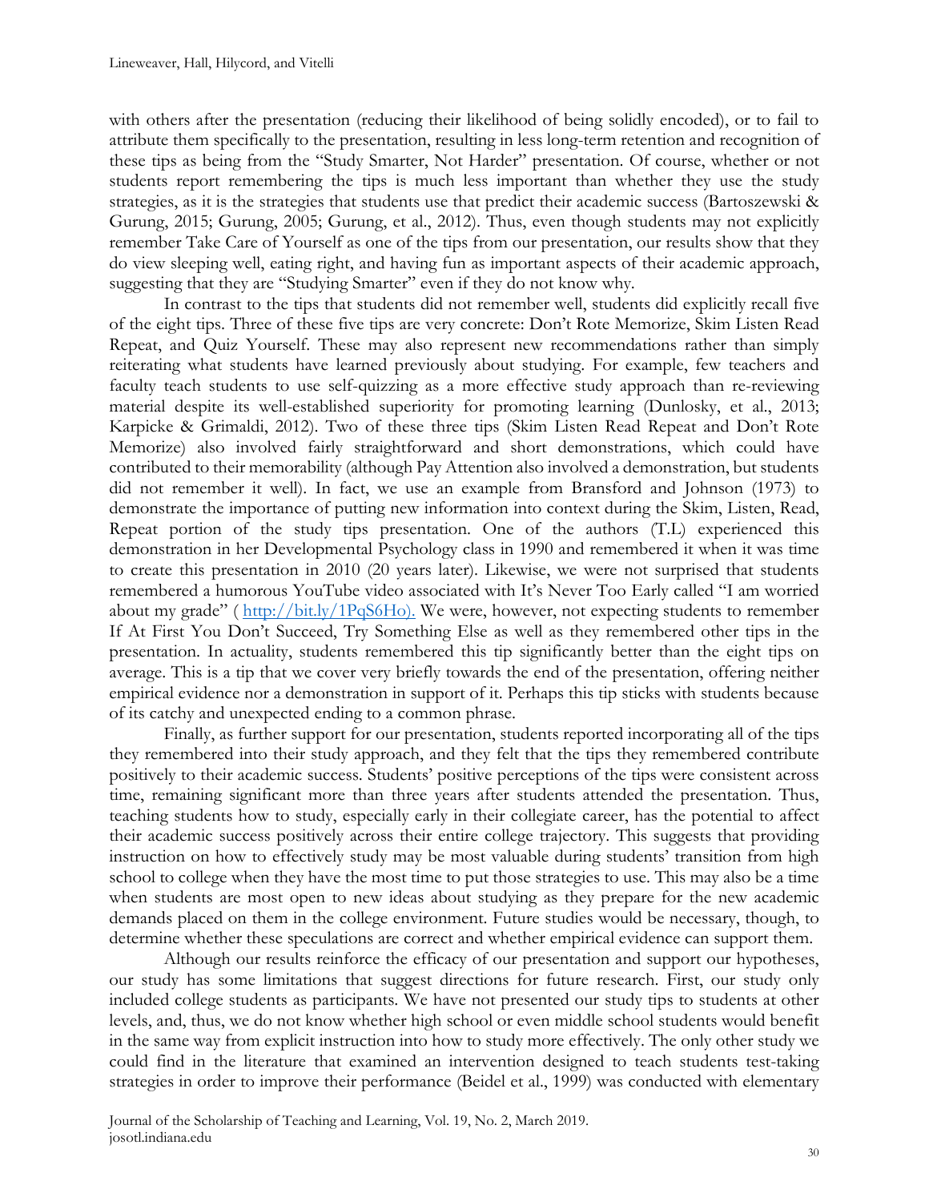with others after the presentation (reducing their likelihood of being solidly encoded), or to fail to attribute them specifically to the presentation, resulting in less long-term retention and recognition of these tips as being from the "Study Smarter, Not Harder" presentation. Of course, whether or not students report remembering the tips is much less important than whether they use the study strategies, as it is the strategies that students use that predict their academic success (Bartoszewski & Gurung, 2015; Gurung, 2005; Gurung, et al., 2012). Thus, even though students may not explicitly remember Take Care of Yourself as one of the tips from our presentation, our results show that they do view sleeping well, eating right, and having fun as important aspects of their academic approach, suggesting that they are "Studying Smarter" even if they do not know why.

In contrast to the tips that students did not remember well, students did explicitly recall five of the eight tips. Three of these five tips are very concrete: Don't Rote Memorize, Skim Listen Read Repeat, and Quiz Yourself. These may also represent new recommendations rather than simply reiterating what students have learned previously about studying. For example, few teachers and faculty teach students to use self-quizzing as a more effective study approach than re-reviewing material despite its well-established superiority for promoting learning (Dunlosky, et al., 2013; Karpicke & Grimaldi, 2012). Two of these three tips (Skim Listen Read Repeat and Don't Rote Memorize) also involved fairly straightforward and short demonstrations, which could have contributed to their memorability (although Pay Attention also involved a demonstration, but students did not remember it well). In fact, we use an example from Bransford and Johnson (1973) to demonstrate the importance of putting new information into context during the Skim, Listen, Read, Repeat portion of the study tips presentation. One of the authors (T.L) experienced this demonstration in her Developmental Psychology class in 1990 and remembered it when it was time to create this presentation in 2010 (20 years later). Likewise, we were not surprised that students remembered a humorous YouTube video associated with It's Never Too Early called "I am worried about my grade" ( http://bit.ly/1PqS6Ho). We were, however, not expecting students to remember If At First You Don't Succeed, Try Something Else as well as they remembered other tips in the presentation. In actuality, students remembered this tip significantly better than the eight tips on average. This is a tip that we cover very briefly towards the end of the presentation, offering neither empirical evidence nor a demonstration in support of it. Perhaps this tip sticks with students because of its catchy and unexpected ending to a common phrase.

Finally, as further support for our presentation, students reported incorporating all of the tips they remembered into their study approach, and they felt that the tips they remembered contribute positively to their academic success. Students' positive perceptions of the tips were consistent across time, remaining significant more than three years after students attended the presentation. Thus, teaching students how to study, especially early in their collegiate career, has the potential to affect their academic success positively across their entire college trajectory. This suggests that providing instruction on how to effectively study may be most valuable during students' transition from high school to college when they have the most time to put those strategies to use. This may also be a time when students are most open to new ideas about studying as they prepare for the new academic demands placed on them in the college environment. Future studies would be necessary, though, to determine whether these speculations are correct and whether empirical evidence can support them.

Although our results reinforce the efficacy of our presentation and support our hypotheses, our study has some limitations that suggest directions for future research. First, our study only included college students as participants. We have not presented our study tips to students at other levels, and, thus, we do not know whether high school or even middle school students would benefit in the same way from explicit instruction into how to study more effectively. The only other study we could find in the literature that examined an intervention designed to teach students test-taking strategies in order to improve their performance (Beidel et al., 1999) was conducted with elementary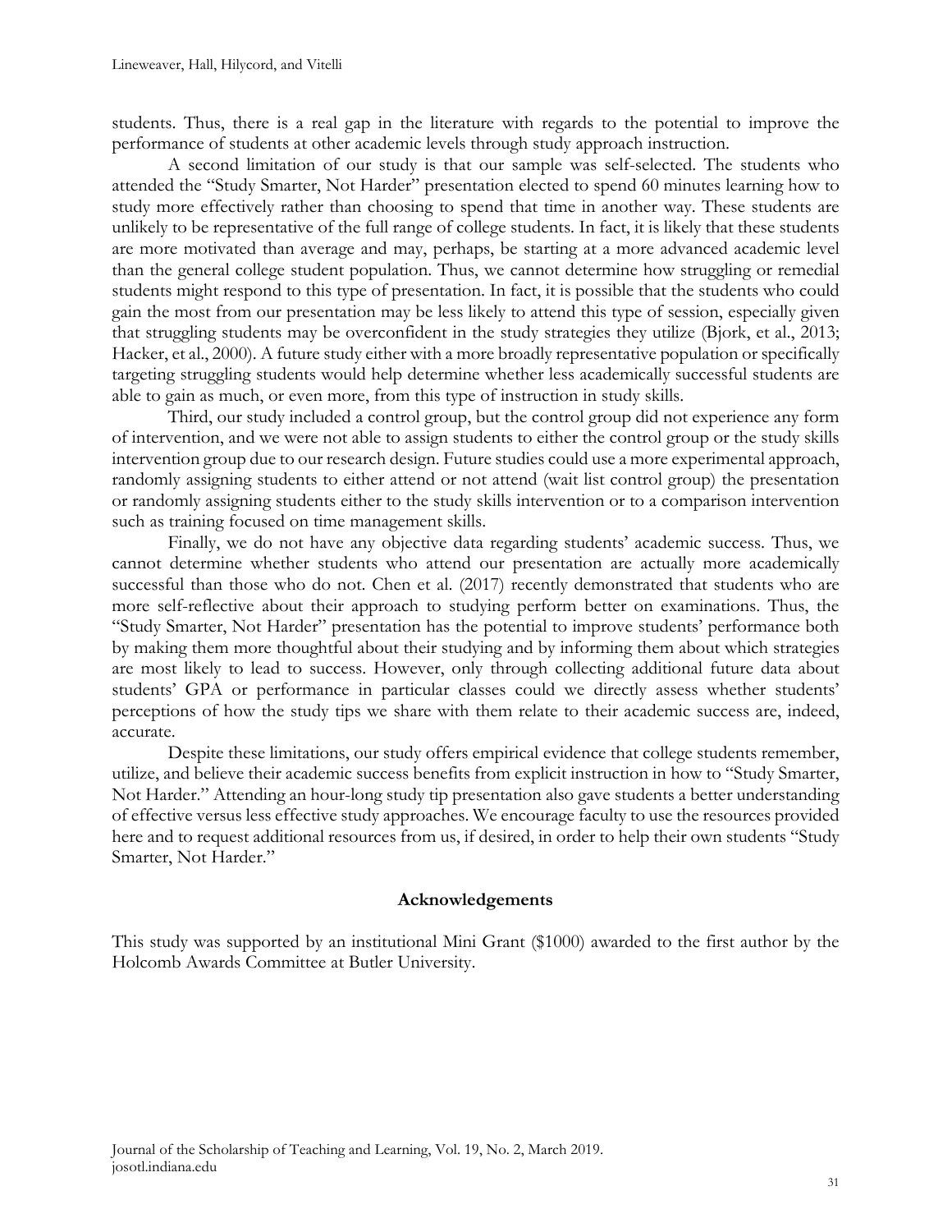students. Thus, there is a real gap in the literature with regards to the potential to improve the performance of students at other academic levels through study approach instruction.

A second limitation of our study is that our sample was self-selected. The students who attended the "Study Smarter, Not Harder" presentation elected to spend 60 minutes learning how to study more effectively rather than choosing to spend that time in another way. These students are unlikely to be representative of the full range of college students. In fact, it is likely that these students are more motivated than average and may, perhaps, be starting at a more advanced academic level than the general college student population. Thus, we cannot determine how struggling or remedial students might respond to this type of presentation. In fact, it is possible that the students who could gain the most from our presentation may be less likely to attend this type of session, especially given that struggling students may be overconfident in the study strategies they utilize (Bjork, et al., 2013; Hacker, et al., 2000). A future study either with a more broadly representative population or specifically targeting struggling students would help determine whether less academically successful students are able to gain as much, or even more, from this type of instruction in study skills.

Third, our study included a control group, but the control group did not experience any form of intervention, and we were not able to assign students to either the control group or the study skills intervention group due to our research design. Future studies could use a more experimental approach, randomly assigning students to either attend or not attend (wait list control group) the presentation or randomly assigning students either to the study skills intervention or to a comparison intervention such as training focused on time management skills.

Finally, we do not have any objective data regarding students' academic success. Thus, we cannot determine whether students who attend our presentation are actually more academically successful than those who do not. Chen et al. (2017) recently demonstrated that students who are more self-reflective about their approach to studying perform better on examinations. Thus, the "Study Smarter, Not Harder" presentation has the potential to improve students' performance both by making them more thoughtful about their studying and by informing them about which strategies are most likely to lead to success. However, only through collecting additional future data about students' GPA or performance in particular classes could we directly assess whether students' perceptions of how the study tips we share with them relate to their academic success are, indeed, accurate.

Despite these limitations, our study offers empirical evidence that college students remember, utilize, and believe their academic success benefits from explicit instruction in how to "Study Smarter, Not Harder." Attending an hour-long study tip presentation also gave students a better understanding of effective versus less effective study approaches. We encourage faculty to use the resources provided here and to request additional resources from us, if desired, in order to help their own students "Study Smarter, Not Harder."

## Acknowledgements

This study was supported by an institutional Mini Grant ($1000) awarded to the first author by the Holcomb Awards Committee at Butler University.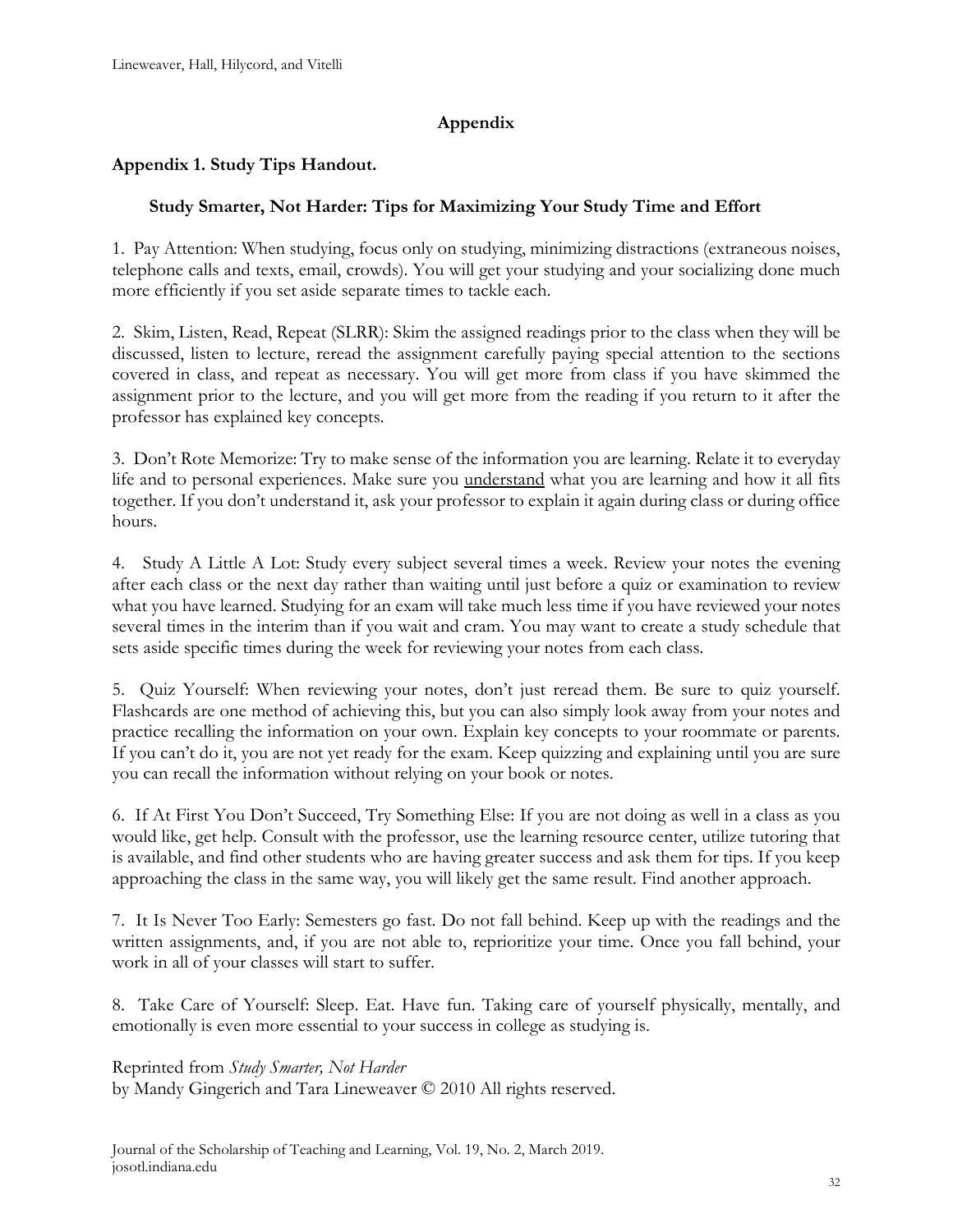## Appendix

### Appendix 1. Study Tips Handout.

#### Study Smarter, Not Harder: Tips for Maximizing Your Study Time and Effort

1. Pay Attention: When studying, focus only on studying, minimizing distractions (extraneous noises, telephone calls and texts, email, crowds). You will get your studying and your socializing done much more efficiently if you set aside separate times to tackle each.

2. Skim, Listen, Read, Repeat (SLRR): Skim the assigned readings prior to the class when they will be discussed, listen to lecture, reread the assignment carefully paying special attention to the sections covered in class, and repeat as necessary. You will get more from class if you have skimmed the assignment prior to the lecture, and you will get more from the reading if you return to it after the professor has explained key concepts.

3. Don't Rote Memorize: Try to make sense of the information you are learning. Relate it to everyday life and to personal experiences. Make sure you <u>understand</u> what you are learning and how it all fits together. If you don't understand it, ask your professor to explain it again during class or during office hours.

4. Study A Little A Lot: Study every subject several times a week. Review your notes the evening after each class or the next day rather than waiting until just before a quiz or examination to review what you have learned. Studying for an exam will take much less time if you have reviewed your notes several times in the interim than if you wait and cram. You may want to create a study schedule that sets aside specific times during the week for reviewing your notes from each class.

5. Quiz Yourself: When reviewing your notes, don't just reread them. Be sure to quiz yourself. Flashcards are one method of achieving this, but you can also simply look away from your notes and practice recalling the information on your own. Explain key concepts to your roommate or parents. If you can't do it, you are not yet ready for the exam. Keep quizzing and explaining until you are sure you can recall the information without relying on your book or notes.

6. If At First You Don't Succeed, Try Something Else: If you are not doing as well in a class as you would like, get help. Consult with the professor, use the learning resource center, utilize tutoring that is available, and find other students who are having greater success and ask them for tips. If you keep approaching the class in the same way, you will likely get the same result. Find another approach.

7. It Is Never Too Early: Semesters go fast. Do not fall behind. Keep up with the readings and the written assignments, and, if you are not able to, reprioritize your time. Once you fall behind, your work in all of your classes will start to suffer.

8. Take Care of Yourself: Sleep. Eat. Have fun. Taking care of yourself physically, mentally, and emotionally is even more essential to your success in college as studying is.

Reprinted from *Study Smarter, Not Harder*
by Mandy Gingerich and Tara Lineweaver © 2010 All rights reserved.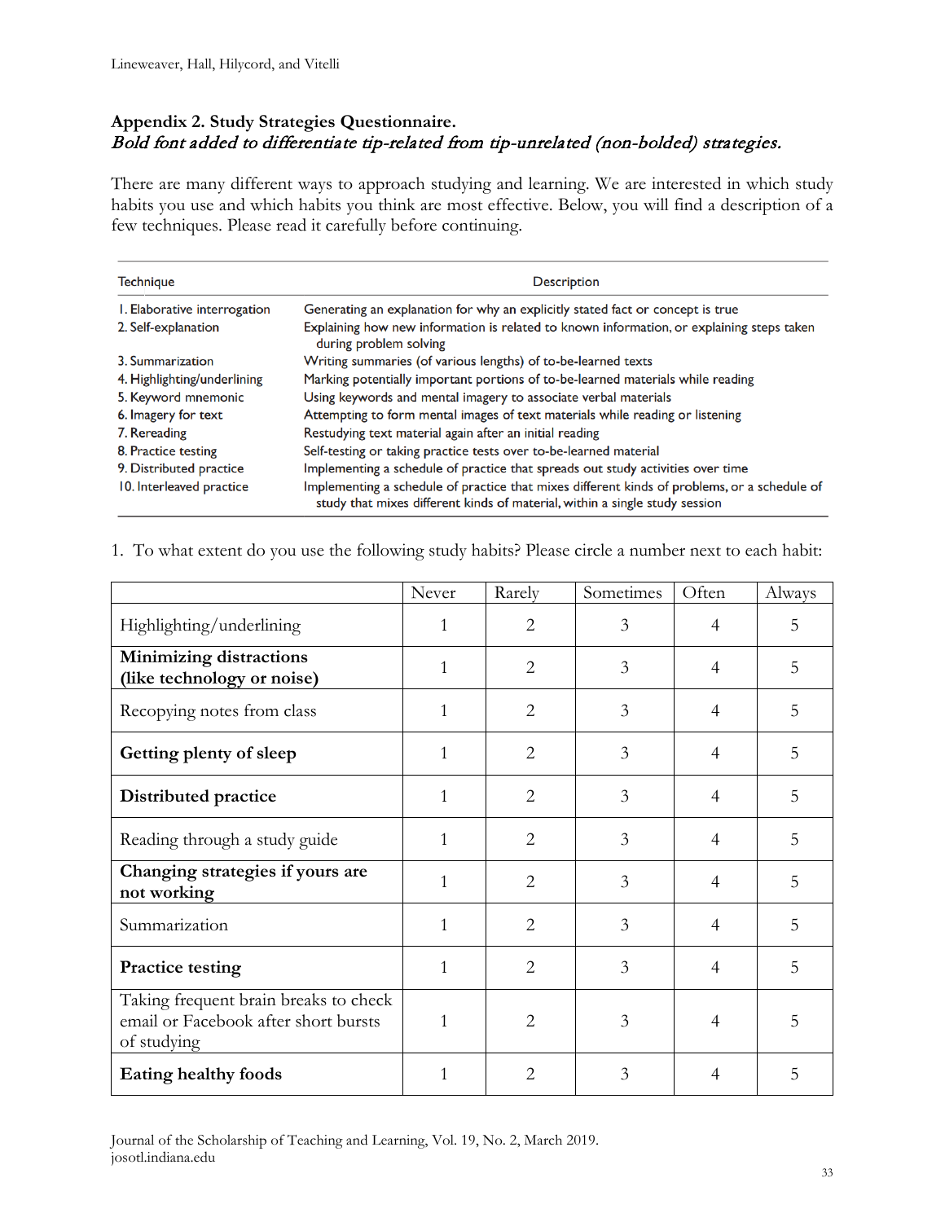### Appendix 2. Study Strategies Questionnaire.

### *Bold font added to differentiate tip-related from tip-unrelated (non-bolded) strategies.*

There are many different ways to approach studying and learning. We are interested in which study habits you use and which habits you think are most effective. Below, you will find a description of a few techniques. Please read it carefully before continuing.

| Technique | Description |
|---|---|
| 1. Elaborative interrogation | Generating an explanation for why an explicitly stated fact or concept is true |
| 2. Self-explanation | Explaining how new information is related to known information, or explaining steps taken during problem solving |
| 3. Summarization | Writing summaries (of various lengths) of to-be-learned texts |
| 4. Highlighting/underlining | Marking potentially important portions of to-be-learned materials while reading |
| 5. Keyword mnemonic | Using keywords and mental imagery to associate verbal materials |
| 6. Imagery for text | Attempting to form mental images of text materials while reading or listening |
| 7. Rereading | Restudying text material again after an initial reading |
| 8. Practice testing | Self-testing or taking practice tests over to-be-learned material |
| 9. Distributed practice | Implementing a schedule of practice that spreads out study activities over time |
| 10. Interleaved practice | Implementing a schedule of practice that mixes different kinds of problems, or a schedule of study that mixes different kinds of material, within a single study session |

1. To what extent do you use the following study habits? Please circle a number next to each habit:

| | Never | Rarely | Sometimes | Often | Always |
|---|---|---|---|---|---|
| Highlighting/underlining | 1 | 2 | 3 | 4 | 5 |
| **Minimizing distractions (like technology or noise)** | 1 | 2 | 3 | 4 | 5 |
| Recopying notes from class | 1 | 2 | 3 | 4 | 5 |
| **Getting plenty of sleep** | 1 | 2 | 3 | 4 | 5 |
| **Distributed practice** | 1 | 2 | 3 | 4 | 5 |
| Reading through a study guide | 1 | 2 | 3 | 4 | 5 |
| **Changing strategies if yours are not working** | 1 | 2 | 3 | 4 | 5 |
| Summarization | 1 | 2 | 3 | 4 | 5 |
| **Practice testing** | 1 | 2 | 3 | 4 | 5 |
| Taking frequent brain breaks to check email or Facebook after short bursts of studying | 1 | 2 | 3 | 4 | 5 |
| **Eating healthy foods** | 1 | 2 | 3 | 4 | 5 |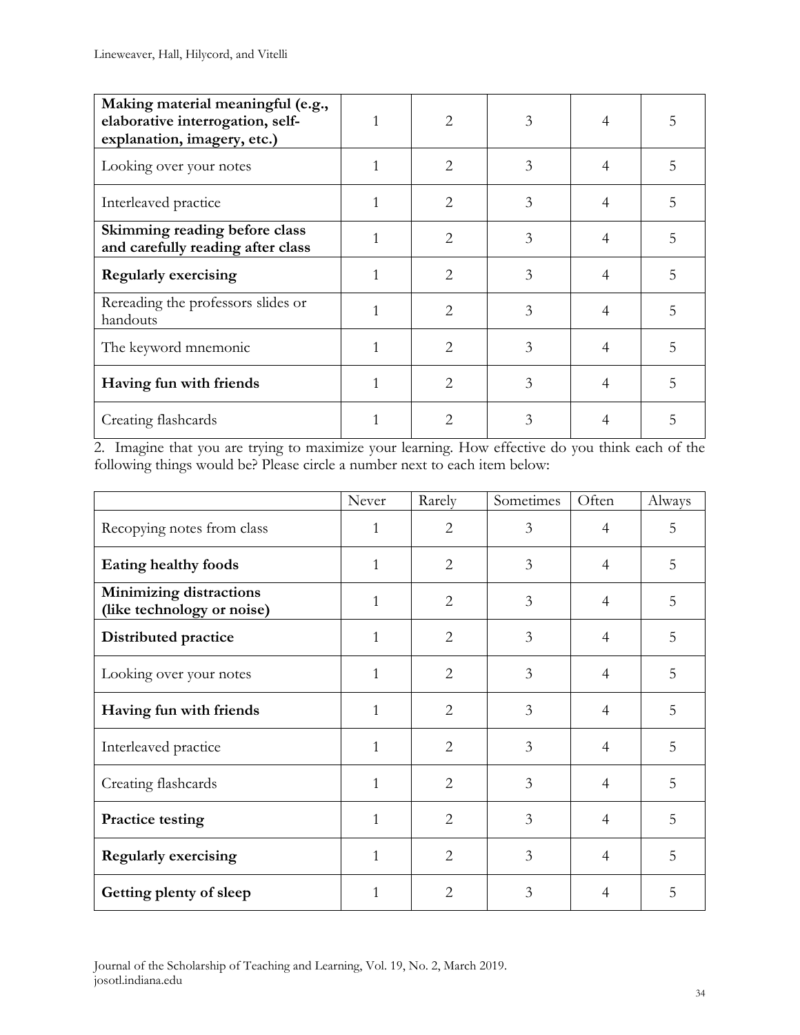| | | | | | |
|---|---|---|---|---|---|
| **Making material meaningful (e.g., elaborative interrogation, self-explanation, imagery, etc.)** | 1 | 2 | 3 | 4 | 5 |
| Looking over your notes | 1 | 2 | 3 | 4 | 5 |
| Interleaved practice | 1 | 2 | 3 | 4 | 5 |
| **Skimming reading before class and carefully reading after class** | 1 | 2 | 3 | 4 | 5 |
| **Regularly exercising** | 1 | 2 | 3 | 4 | 5 |
| Rereading the professors slides or handouts | 1 | 2 | 3 | 4 | 5 |
| The keyword mnemonic | 1 | 2 | 3 | 4 | 5 |
| **Having fun with friends** | 1 | 2 | 3 | 4 | 5 |
| Creating flashcards | 1 | 2 | 3 | 4 | 5 |

2. Imagine that you are trying to maximize your learning. How effective do you think each of the following things would be? Please circle a number next to each item below:

| | Never | Rarely | Sometimes | Often | Always |
|---|---|---|---|---|---|
| Recopying notes from class | 1 | 2 | 3 | 4 | 5 |
| **Eating healthy foods** | 1 | 2 | 3 | 4 | 5 |
| **Minimizing distractions (like technology or noise)** | 1 | 2 | 3 | 4 | 5 |
| **Distributed practice** | 1 | 2 | 3 | 4 | 5 |
| Looking over your notes | 1 | 2 | 3 | 4 | 5 |
| **Having fun with friends** | 1 | 2 | 3 | 4 | 5 |
| Interleaved practice | 1 | 2 | 3 | 4 | 5 |
| Creating flashcards | 1 | 2 | 3 | 4 | 5 |
| **Practice testing** | 1 | 2 | 3 | 4 | 5 |
| **Regularly exercising** | 1 | 2 | 3 | 4 | 5 |
| **Getting plenty of sleep** | 1 | 2 | 3 | 4 | 5 |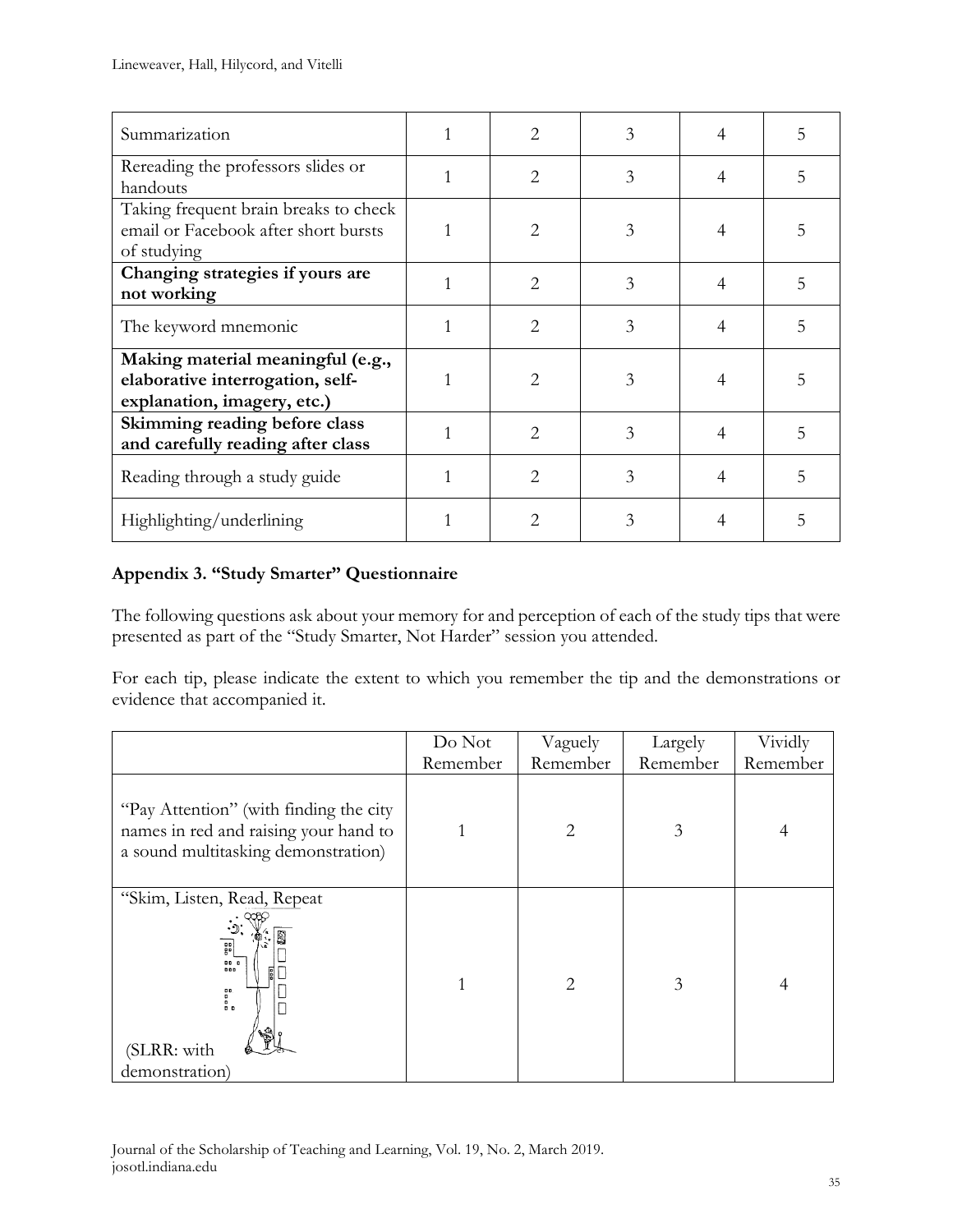| Summarization | 1 | 2 | 3 | 4 | 5 |
|---|---|---|---|---|---|
| Rereading the professors slides or handouts | 1 | 2 | 3 | 4 | 5 |
| Taking frequent brain breaks to check email or Facebook after short bursts of studying | 1 | 2 | 3 | 4 | 5 |
| **Changing strategies if yours are not working** | 1 | 2 | 3 | 4 | 5 |
| The keyword mnemonic | 1 | 2 | 3 | 4 | 5 |
| **Making material meaningful (e.g., elaborative interrogation, self-explanation, imagery, etc.)** | 1 | 2 | 3 | 4 | 5 |
| **Skimming reading before class and carefully reading after class** | 1 | 2 | 3 | 4 | 5 |
| Reading through a study guide | 1 | 2 | 3 | 4 | 5 |
| Highlighting/underlining | 1 | 2 | 3 | 4 | 5 |

## Appendix 3. "Study Smarter" Questionnaire

The following questions ask about your memory for and perception of each of the study tips that were presented as part of the "Study Smarter, Not Harder" session you attended.

For each tip, please indicate the extent to which you remember the tip and the demonstrations or evidence that accompanied it.

| | Do Not Remember | Vaguely Remember | Largely Remember | Vividly Remember |
|---|---|---|---|---|
| "Pay Attention" (with finding the city names in red and raising your hand to a sound multitasking demonstration) | 1 | 2 | 3 | 4 |
| "Skim, Listen, Read, Repeat (SLRR: with demonstration) | 1 | 2 | 3 | 4 |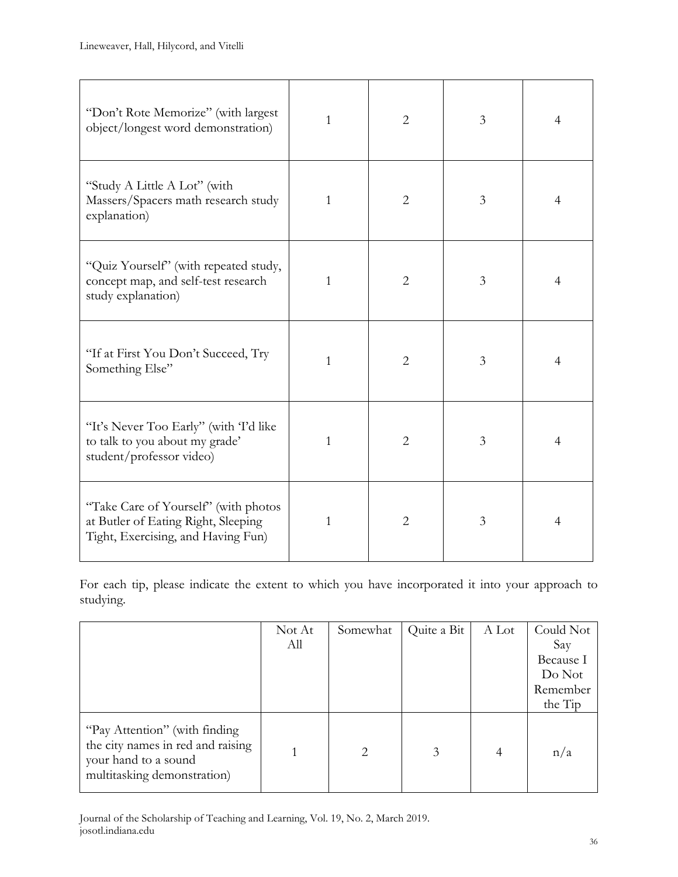| | | | | |
|---|---|---|---|---|
| "Don't Rote Memorize" (with largest object/longest word demonstration) | 1 | 2 | 3 | 4 |
| "Study A Little A Lot" (with Massers/Spacers math research study explanation) | 1 | 2 | 3 | 4 |
| "Quiz Yourself" (with repeated study, concept map, and self-test research study explanation) | 1 | 2 | 3 | 4 |
| "If at First You Don't Succeed, Try Something Else" | 1 | 2 | 3 | 4 |
| "It's Never Too Early" (with 'I'd like to talk to you about my grade' student/professor video) | 1 | 2 | 3 | 4 |
| "Take Care of Yourself" (with photos at Butler of Eating Right, Sleeping Tight, Exercising, and Having Fun) | 1 | 2 | 3 | 4 |

For each tip, please indicate the extent to which you have incorporated it into your approach to studying.

| | Not At All | Somewhat | Quite a Bit | A Lot | Could Not Say Because I Do Not Remember the Tip |
|---|---|---|---|---|---|
| "Pay Attention" (with finding the city names in red and raising your hand to a sound multitasking demonstration) | 1 | 2 | 3 | 4 | n/a |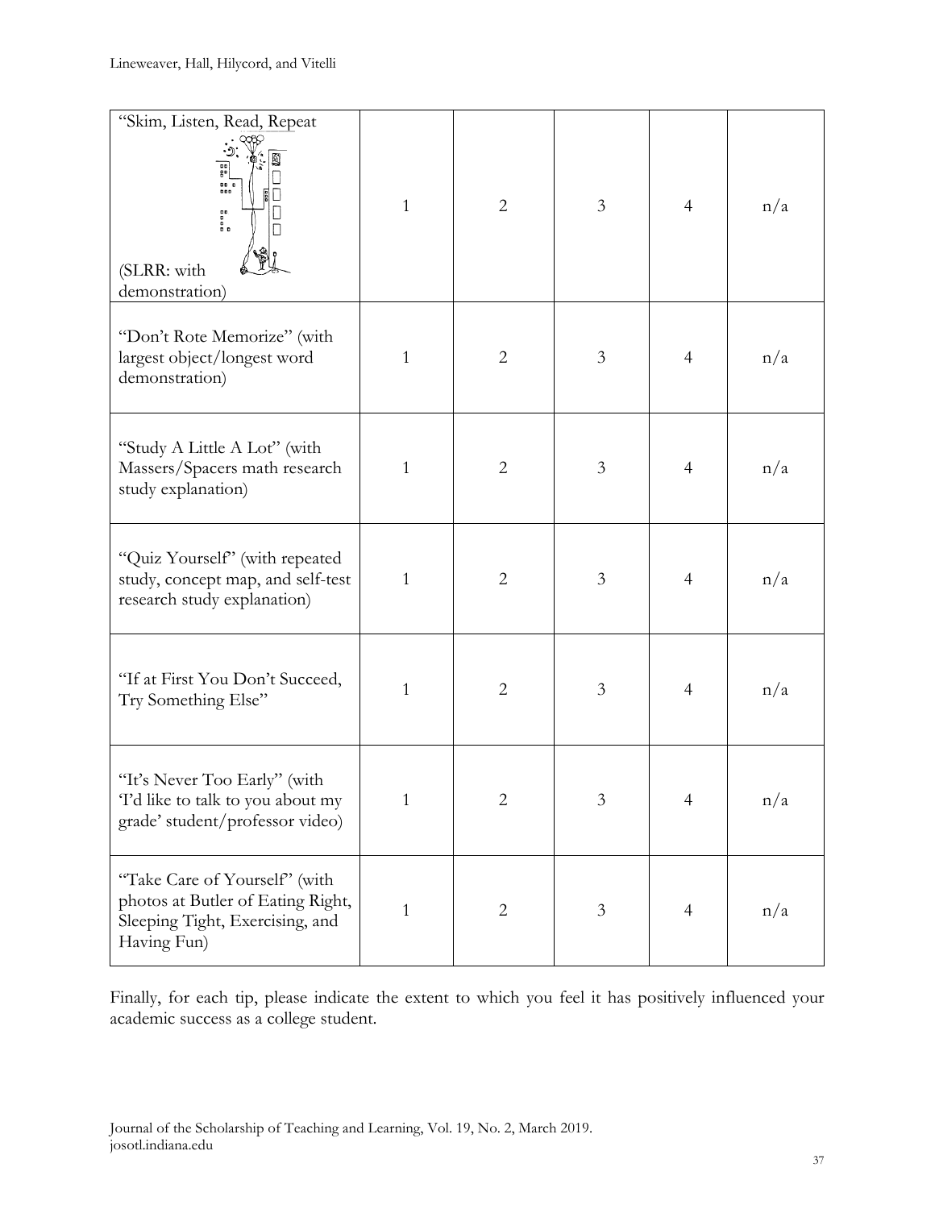| | | | | | |
|---|---|---|---|---|---|
| "Skim, Listen, Read, Repeat (SLRR: with demonstration) | 1 | 2 | 3 | 4 | n/a |
| "Don't Rote Memorize" (with largest object/longest word demonstration) | 1 | 2 | 3 | 4 | n/a |
| "Study A Little A Lot" (with Massers/Spacers math research study explanation) | 1 | 2 | 3 | 4 | n/a |
| "Quiz Yourself" (with repeated study, concept map, and self-test research study explanation) | 1 | 2 | 3 | 4 | n/a |
| "If at First You Don't Succeed, Try Something Else" | 1 | 2 | 3 | 4 | n/a |
| "It's Never Too Early" (with 'I'd like to talk to you about my grade' student/professor video) | 1 | 2 | 3 | 4 | n/a |
| "Take Care of Yourself" (with photos at Butler of Eating Right, Sleeping Tight, Exercising, and Having Fun) | 1 | 2 | 3 | 4 | n/a |

Finally, for each tip, please indicate the extent to which you feel it has positively influenced your academic success as a college student.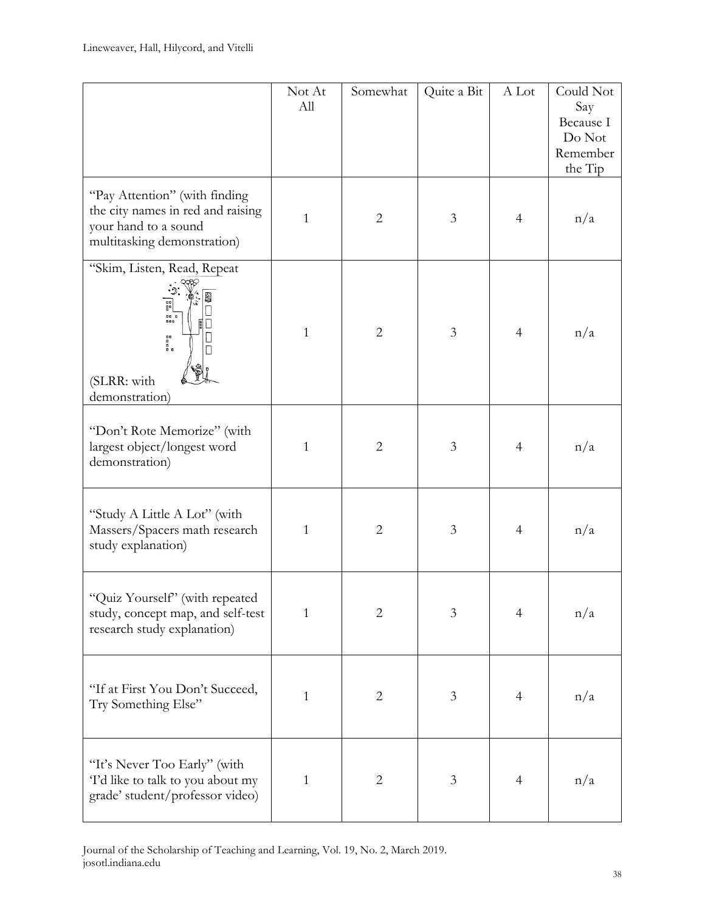| | Not At All | Somewhat | Quite a Bit | A Lot | Could Not Say Because I Do Not Remember the Tip |
|---|---|---|---|---|---|
| "Pay Attention" (with finding the city names in red and raising your hand to a sound multitasking demonstration) | 1 | 2 | 3 | 4 | n/a |
| "Skim, Listen, Read, Repeat (SLRR: with demonstration) | 1 | 2 | 3 | 4 | n/a |
| "Don't Rote Memorize" (with largest object/longest word demonstration) | 1 | 2 | 3 | 4 | n/a |
| "Study A Little A Lot" (with Massers/Spacers math research study explanation) | 1 | 2 | 3 | 4 | n/a |
| "Quiz Yourself" (with repeated study, concept map, and self-test research study explanation) | 1 | 2 | 3 | 4 | n/a |
| "If at First You Don't Succeed, Try Something Else" | 1 | 2 | 3 | 4 | n/a |
| "It's Never Too Early" (with 'I'd like to talk to you about my grade' student/professor video) | 1 | 2 | 3 | 4 | n/a |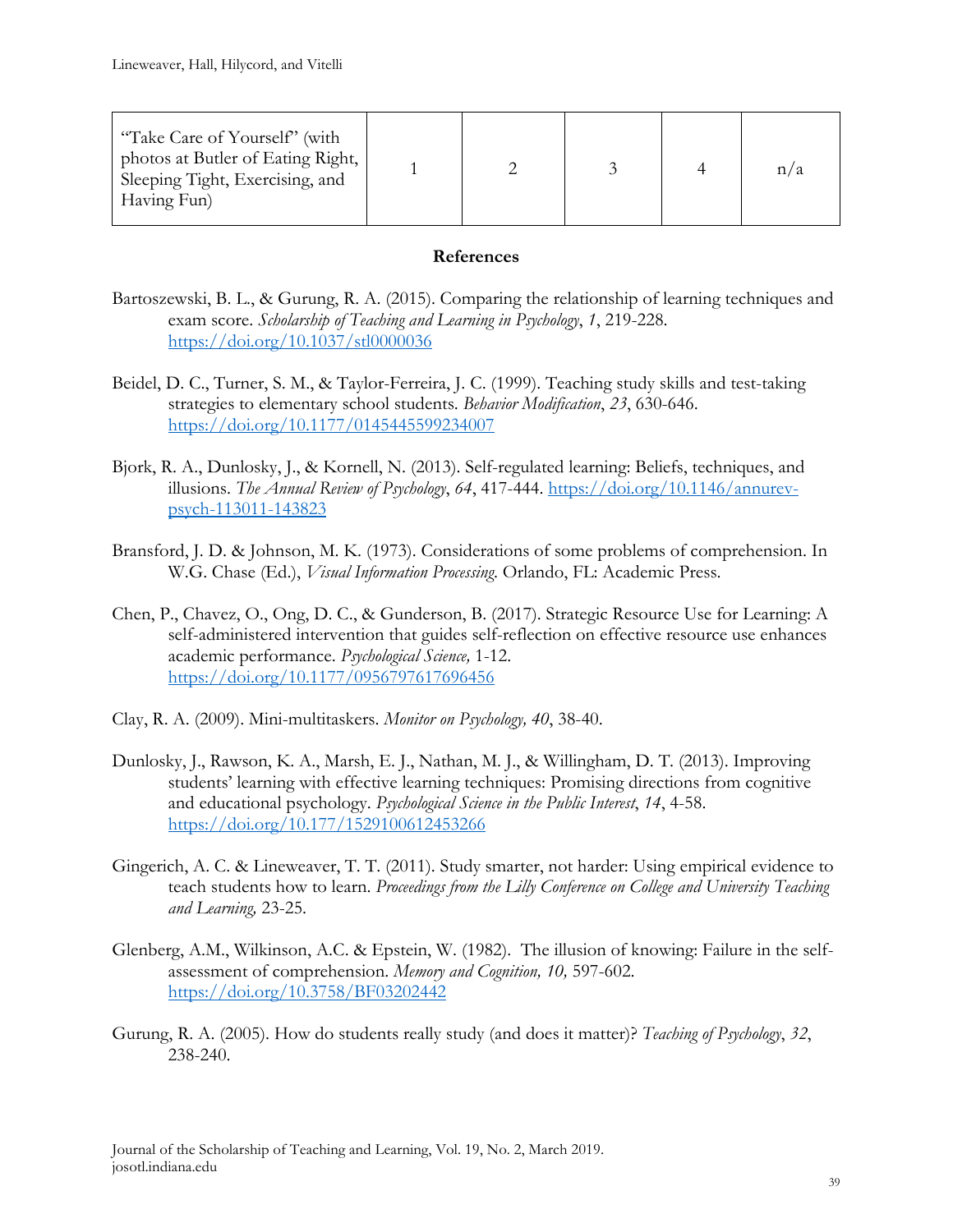| "Take Care of Yourself" (with photos at Butler of Eating Right, Sleeping Tight, Exercising, and Having Fun) | 1 | 2 | 3 | 4 | n/a |
|---|---|---|---|---|---|

## References

Bartoszewski, B. L., & Gurung, R. A. (2015). Comparing the relationship of learning techniques and exam score. *Scholarship of Teaching and Learning in Psychology*, *1*, 219-228. https://doi.org/10.1037/stl0000036

Beidel, D. C., Turner, S. M., & Taylor-Ferreira, J. C. (1999). Teaching study skills and test-taking strategies to elementary school students. *Behavior Modification*, *23*, 630-646. https://doi.org/10.1177/0145445599234007

Bjork, R. A., Dunlosky, J., & Kornell, N. (2013). Self-regulated learning: Beliefs, techniques, and illusions. *The Annual Review of Psychology*, *64*, 417-444. https://doi.org/10.1146/annurev-psych-113011-143823

Bransford, J. D. & Johnson, M. K. (1973). Considerations of some problems of comprehension. In W.G. Chase (Ed.), *Visual Information Processing.* Orlando, FL: Academic Press.

Chen, P., Chavez, O., Ong, D. C., & Gunderson, B. (2017). Strategic Resource Use for Learning: A self-administered intervention that guides self-reflection on effective resource use enhances academic performance. *Psychological Science,* 1-12. https://doi.org/10.1177/0956797617696456

Clay, R. A. (2009). Mini-multitaskers. *Monitor on Psychology, 40*, 38-40.

Dunlosky, J., Rawson, K. A., Marsh, E. J., Nathan, M. J., & Willingham, D. T. (2013). Improving students' learning with effective learning techniques: Promising directions from cognitive and educational psychology. *Psychological Science in the Public Interest*, *14*, 4-58. https://doi.org/10.177/1529100612453266

Gingerich, A. C. & Lineweaver, T. T. (2011). Study smarter, not harder: Using empirical evidence to teach students how to learn. *Proceedings from the Lilly Conference on College and University Teaching and Learning,* 23-25.

Glenberg, A.M., Wilkinson, A.C. & Epstein, W. (1982). The illusion of knowing: Failure in the self-assessment of comprehension. *Memory and Cognition, 10,* 597-602. https://doi.org/10.3758/BF03202442

Gurung, R. A. (2005). How do students really study (and does it matter)? *Teaching of Psychology*, *32*, 238-240.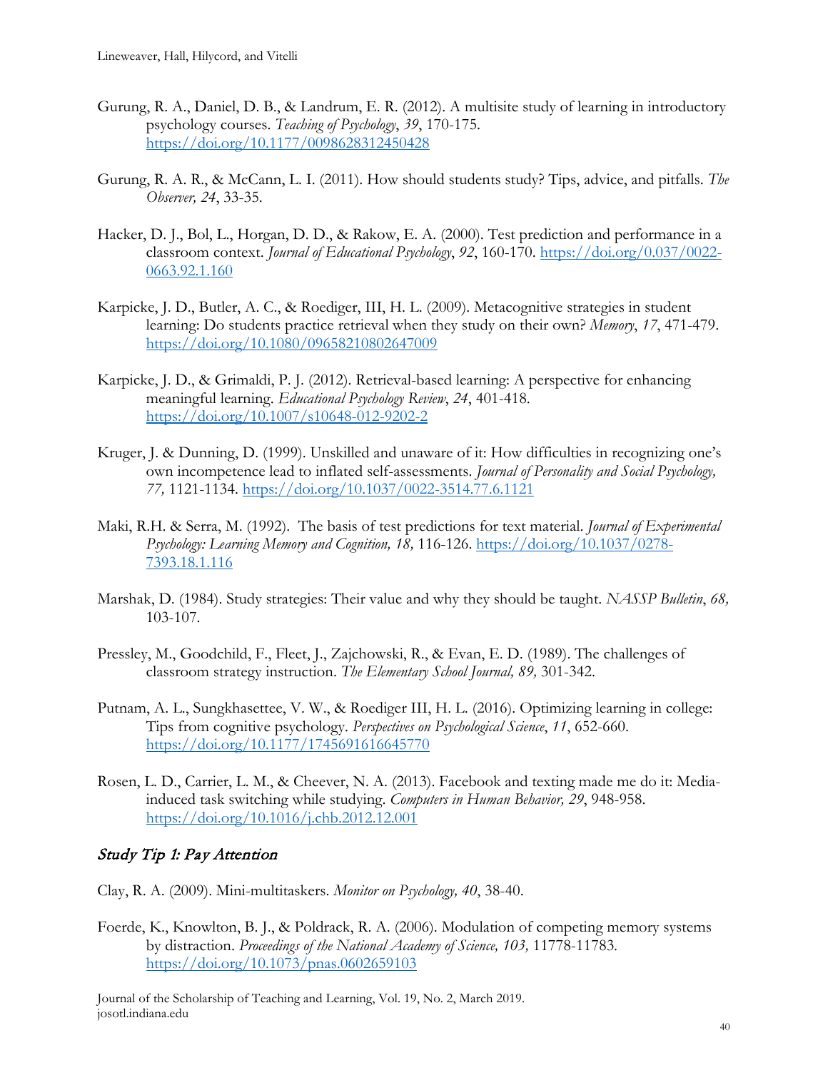Gurung, R. A., Daniel, D. B., & Landrum, E. R. (2012). A multisite study of learning in introductory psychology courses. *Teaching of Psychology*, *39*, 170-175. https://doi.org/10.1177/0098628312450428

Gurung, R. A. R., & McCann, L. I. (2011). How should students study? Tips, advice, and pitfalls. *The Observer, 24*, 33-35.

Hacker, D. J., Bol, L., Horgan, D. D., & Rakow, E. A. (2000). Test prediction and performance in a classroom context. *Journal of Educational Psychology*, *92*, 160-170. https://doi.org/0.037/0022-0663.92.1.160

Karpicke, J. D., Butler, A. C., & Roediger, III, H. L. (2009). Metacognitive strategies in student learning: Do students practice retrieval when they study on their own? *Memory*, *17*, 471-479. https://doi.org/10.1080/09658210802647009

Karpicke, J. D., & Grimaldi, P. J. (2012). Retrieval-based learning: A perspective for enhancing meaningful learning. *Educational Psychology Review*, *24*, 401-418. https://doi.org/10.1007/s10648-012-9202-2

Kruger, J. & Dunning, D. (1999). Unskilled and unaware of it: How difficulties in recognizing one's own incompetence lead to inflated self-assessments. *Journal of Personality and Social Psychology, 77,* 1121-1134. https://doi.org/10.1037/0022-3514.77.6.1121

Maki, R.H. & Serra, M. (1992). The basis of test predictions for text material. *Journal of Experimental Psychology: Learning Memory and Cognition, 18,* 116-126. https://doi.org/10.1037/0278-7393.18.1.116

Marshak, D. (1984). Study strategies: Their value and why they should be taught. *NASSP Bulletin*, *68,* 103-107.

Pressley, M., Goodchild, F., Fleet, J., Zajchowski, R., & Evan, E. D. (1989). The challenges of classroom strategy instruction. *The Elementary School Journal, 89,* 301-342.

Putnam, A. L., Sungkhasettee, V. W., & Roediger III, H. L. (2016). Optimizing learning in college: Tips from cognitive psychology. *Perspectives on Psychological Science*, *11*, 652-660. https://doi.org/10.1177/1745691616645770

Rosen, L. D., Carrier, L. M., & Cheever, N. A. (2013). Facebook and texting made me do it: Media-induced task switching while studying. *Computers in Human Behavior, 29*, 948-958. https://doi.org/10.1016/j.chb.2012.12.001

## *Study Tip 1: Pay Attention*

Clay, R. A. (2009). Mini-multitaskers. *Monitor on Psychology, 40*, 38-40.

Foerde, K., Knowlton, B. J., & Poldrack, R. A. (2006). Modulation of competing memory systems by distraction. *Proceedings of the National Academy of Science, 103,* 11778-11783. https://doi.org/10.1073/pnas.0602659103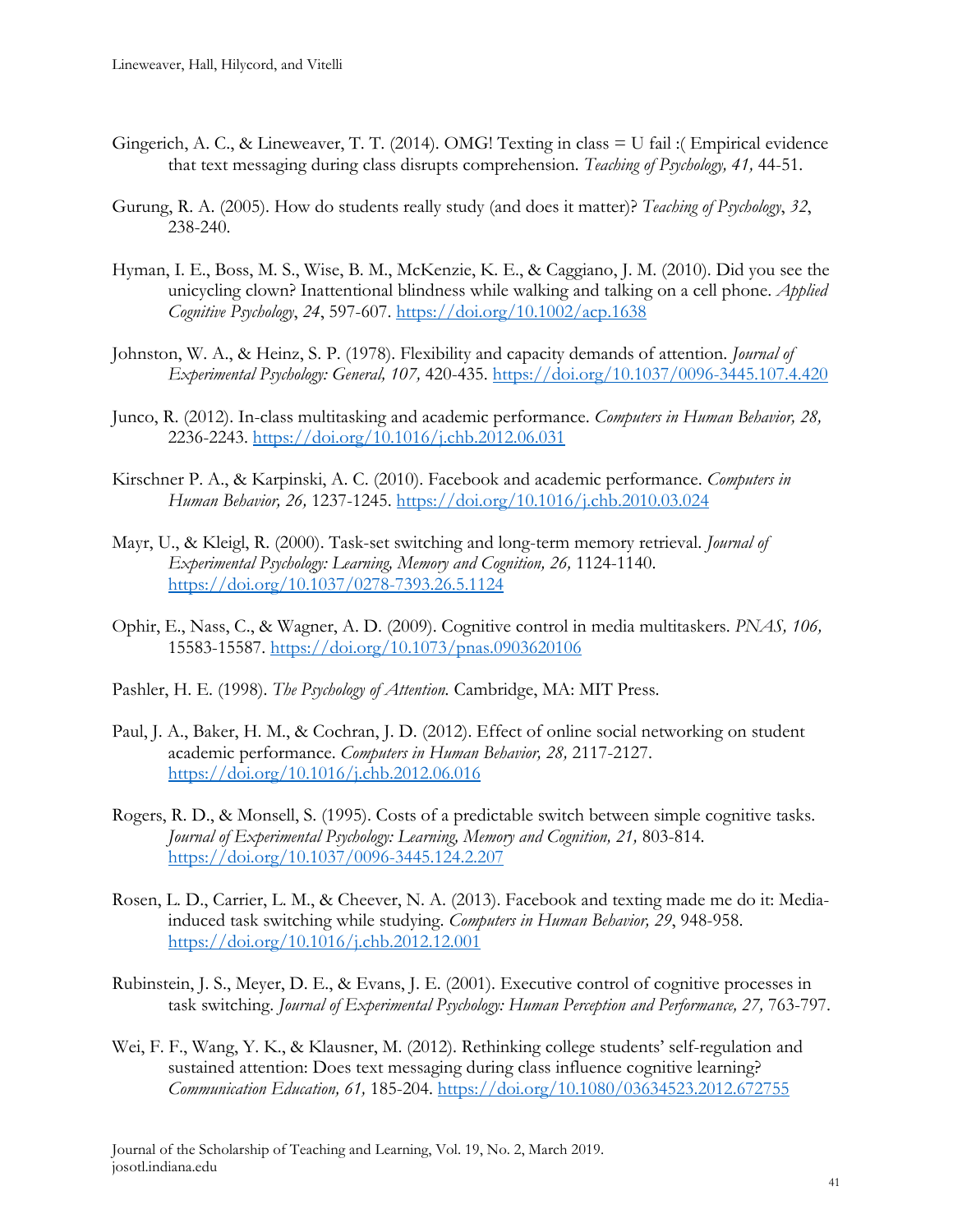Gingerich, A. C., & Lineweaver, T. T. (2014). OMG! Texting in class = U fail :( Empirical evidence that text messaging during class disrupts comprehension. *Teaching of Psychology, 41,* 44-51.

Gurung, R. A. (2005). How do students really study (and does it matter)? *Teaching of Psychology*, *32*, 238-240.

Hyman, I. E., Boss, M. S., Wise, B. M., McKenzie, K. E., & Caggiano, J. M. (2010). Did you see the unicycling clown? Inattentional blindness while walking and talking on a cell phone. *Applied Cognitive Psychology*, *24*, 597-607. https://doi.org/10.1002/acp.1638

Johnston, W. A., & Heinz, S. P. (1978). Flexibility and capacity demands of attention. *Journal of Experimental Psychology: General, 107,* 420-435. https://doi.org/10.1037/0096-3445.107.4.420

Junco, R. (2012). In-class multitasking and academic performance. *Computers in Human Behavior, 28,* 2236-2243. https://doi.org/10.1016/j.chb.2012.06.031

Kirschner P. A., & Karpinski, A. C. (2010). Facebook and academic performance. *Computers in Human Behavior, 26,* 1237-1245. https://doi.org/10.1016/j.chb.2010.03.024

Mayr, U., & Kleigl, R. (2000). Task-set switching and long-term memory retrieval. *Journal of Experimental Psychology: Learning, Memory and Cognition, 26,* 1124-1140. https://doi.org/10.1037/0278-7393.26.5.1124

Ophir, E., Nass, C., & Wagner, A. D. (2009). Cognitive control in media multitaskers. *PNAS, 106,* 15583-15587. https://doi.org/10.1073/pnas.0903620106

Pashler, H. E. (1998). *The Psychology of Attention.* Cambridge, MA: MIT Press.

Paul, J. A., Baker, H. M., & Cochran, J. D. (2012). Effect of online social networking on student academic performance. *Computers in Human Behavior, 28,* 2117-2127. https://doi.org/10.1016/j.chb.2012.06.016

Rogers, R. D., & Monsell, S. (1995). Costs of a predictable switch between simple cognitive tasks. *Journal of Experimental Psychology: Learning, Memory and Cognition, 21,* 803-814. https://doi.org/10.1037/0096-3445.124.2.207

Rosen, L. D., Carrier, L. M., & Cheever, N. A. (2013). Facebook and texting made me do it: Media-induced task switching while studying. *Computers in Human Behavior, 29*, 948-958. https://doi.org/10.1016/j.chb.2012.12.001

Rubinstein, J. S., Meyer, D. E., & Evans, J. E. (2001). Executive control of cognitive processes in task switching. *Journal of Experimental Psychology: Human Perception and Performance, 27,* 763-797.

Wei, F. F., Wang, Y. K., & Klausner, M. (2012). Rethinking college students' self-regulation and sustained attention: Does text messaging during class influence cognitive learning? *Communication Education, 61,* 185-204. https://doi.org/10.1080/03634523.2012.672755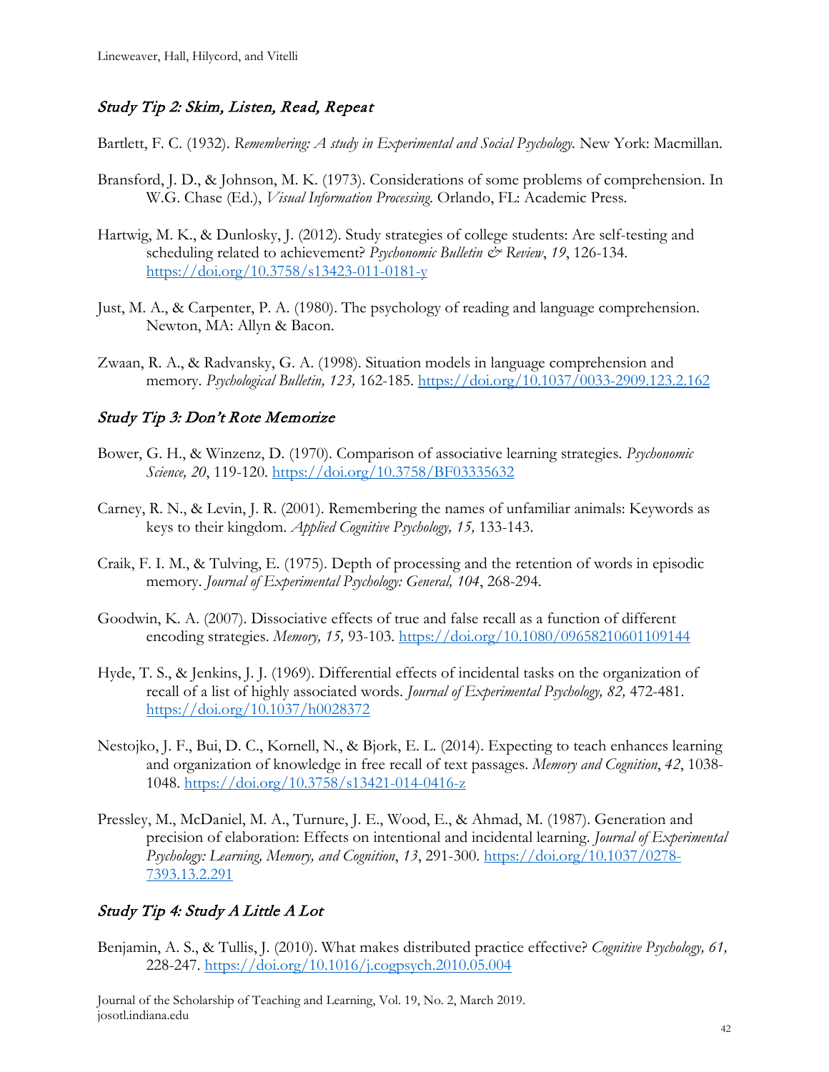### *Study Tip 2: Skim, Listen, Read, Repeat*

Bartlett, F. C. (1932). *Remembering: A study in Experimental and Social Psychology.* New York: Macmillan.

Bransford, J. D., & Johnson, M. K. (1973). Considerations of some problems of comprehension. In W.G. Chase (Ed.), *Visual Information Processing.* Orlando, FL: Academic Press.

Hartwig, M. K., & Dunlosky, J. (2012). Study strategies of college students: Are self-testing and scheduling related to achievement? *Psychonomic Bulletin & Review*, *19*, 126-134. https://doi.org/10.3758/s13423-011-0181-y

Just, M. A., & Carpenter, P. A. (1980). The psychology of reading and language comprehension. Newton, MA: Allyn & Bacon.

Zwaan, R. A., & Radvansky, G. A. (1998). Situation models in language comprehension and memory. *Psychological Bulletin, 123,* 162-185. https://doi.org/10.1037/0033-2909.123.2.162

### *Study Tip 3: Don't Rote Memorize*

Bower, G. H., & Winzenz, D. (1970). Comparison of associative learning strategies. *Psychonomic Science, 20*, 119-120. https://doi.org/10.3758/BF03335632

Carney, R. N., & Levin, J. R. (2001). Remembering the names of unfamiliar animals: Keywords as keys to their kingdom. *Applied Cognitive Psychology, 15,* 133-143.

Craik, F. I. M., & Tulving, E. (1975). Depth of processing and the retention of words in episodic memory. *Journal of Experimental Psychology: General, 104*, 268-294.

Goodwin, K. A. (2007). Dissociative effects of true and false recall as a function of different encoding strategies. *Memory, 15,* 93-103. https://doi.org/10.1080/09658210601109144

Hyde, T. S., & Jenkins, J. J. (1969). Differential effects of incidental tasks on the organization of recall of a list of highly associated words. *Journal of Experimental Psychology, 82,* 472-481. https://doi.org/10.1037/h0028372

Nestojko, J. F., Bui, D. C., Kornell, N., & Bjork, E. L. (2014). Expecting to teach enhances learning and organization of knowledge in free recall of text passages. *Memory and Cognition*, *42*, 1038-1048. https://doi.org/10.3758/s13421-014-0416-z

Pressley, M., McDaniel, M. A., Turnure, J. E., Wood, E., & Ahmad, M. (1987). Generation and precision of elaboration: Effects on intentional and incidental learning. *Journal of Experimental Psychology: Learning, Memory, and Cognition*, *13*, 291-300. https://doi.org/10.1037/0278-7393.13.2.291

### *Study Tip 4: Study A Little A Lot*

Benjamin, A. S., & Tullis, J. (2010). What makes distributed practice effective? *Cognitive Psychology, 61,* 228-247. https://doi.org/10.1016/j.cogpsych.2010.05.004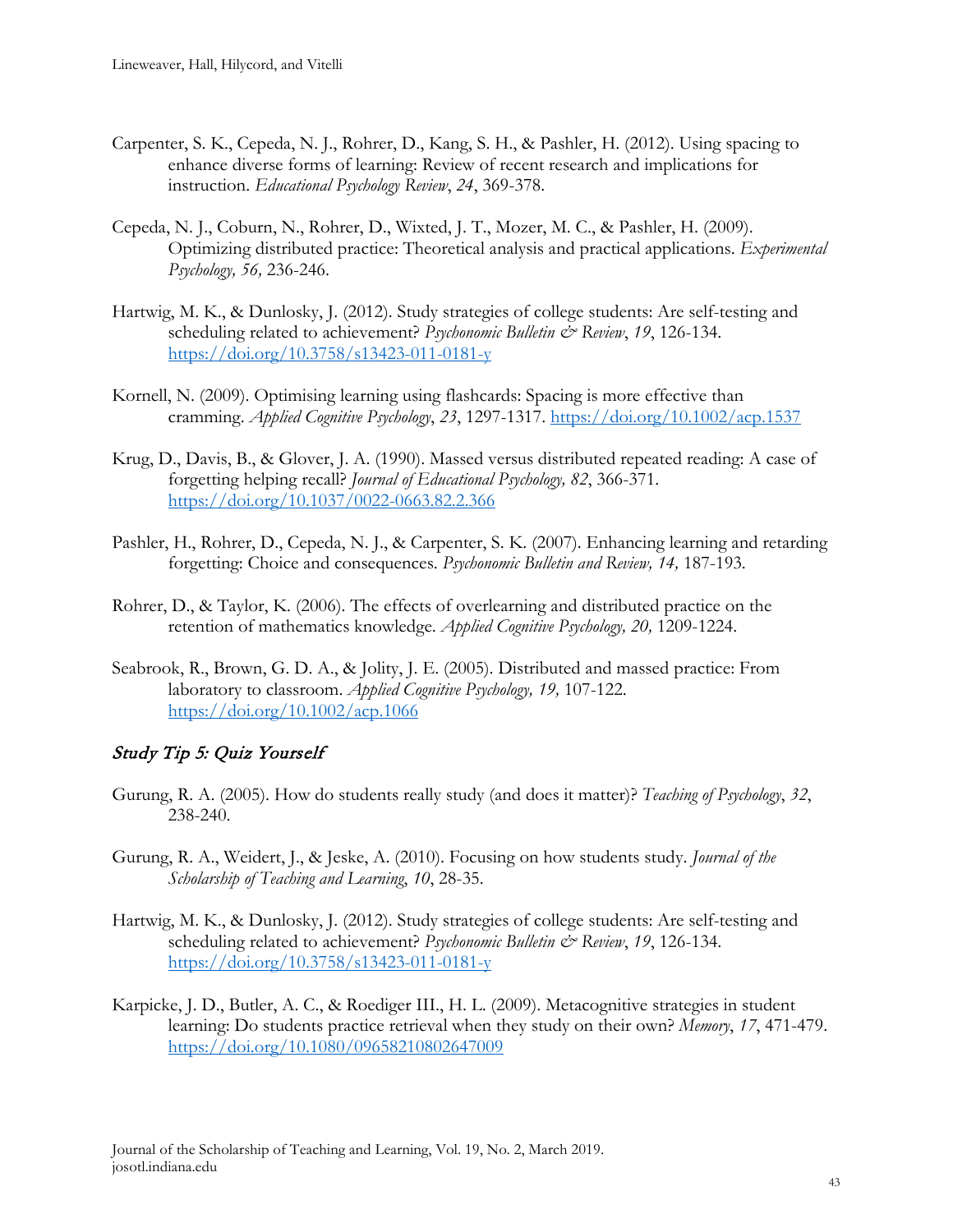Carpenter, S. K., Cepeda, N. J., Rohrer, D., Kang, S. H., & Pashler, H. (2012). Using spacing to enhance diverse forms of learning: Review of recent research and implications for instruction. *Educational Psychology Review*, *24*, 369-378.

Cepeda, N. J., Coburn, N., Rohrer, D., Wixted, J. T., Mozer, M. C., & Pashler, H. (2009). Optimizing distributed practice: Theoretical analysis and practical applications. *Experimental Psychology, 56,* 236-246.

Hartwig, M. K., & Dunlosky, J. (2012). Study strategies of college students: Are self-testing and scheduling related to achievement? *Psychonomic Bulletin & Review*, *19*, 126-134. https://doi.org/10.3758/s13423-011-0181-y

Kornell, N. (2009). Optimising learning using flashcards: Spacing is more effective than cramming. *Applied Cognitive Psychology*, *23*, 1297-1317. https://doi.org/10.1002/acp.1537

Krug, D., Davis, B., & Glover, J. A. (1990). Massed versus distributed repeated reading: A case of forgetting helping recall? *Journal of Educational Psychology, 82*, 366-371. https://doi.org/10.1037/0022-0663.82.2.366

Pashler, H., Rohrer, D., Cepeda, N. J., & Carpenter, S. K. (2007). Enhancing learning and retarding forgetting: Choice and consequences. *Psychonomic Bulletin and Review, 14,* 187-193.

Rohrer, D., & Taylor, K. (2006). The effects of overlearning and distributed practice on the retention of mathematics knowledge. *Applied Cognitive Psychology, 20,* 1209-1224.

Seabrook, R., Brown, G. D. A., & Jolity, J. E. (2005). Distributed and massed practice: From laboratory to classroom. *Applied Cognitive Psychology, 19,* 107-122. https://doi.org/10.1002/acp.1066

### *Study Tip 5: Quiz Yourself*

Gurung, R. A. (2005). How do students really study (and does it matter)? *Teaching of Psychology*, *32*, 238-240.

Gurung, R. A., Weidert, J., & Jeske, A. (2010). Focusing on how students study. *Journal of the Scholarship of Teaching and Learning*, *10*, 28-35.

Hartwig, M. K., & Dunlosky, J. (2012). Study strategies of college students: Are self-testing and scheduling related to achievement? *Psychonomic Bulletin & Review*, *19*, 126-134. https://doi.org/10.3758/s13423-011-0181-y

Karpicke, J. D., Butler, A. C., & Roediger III., H. L. (2009). Metacognitive strategies in student learning: Do students practice retrieval when they study on their own? *Memory*, *17*, 471-479. https://doi.org/10.1080/09658210802647009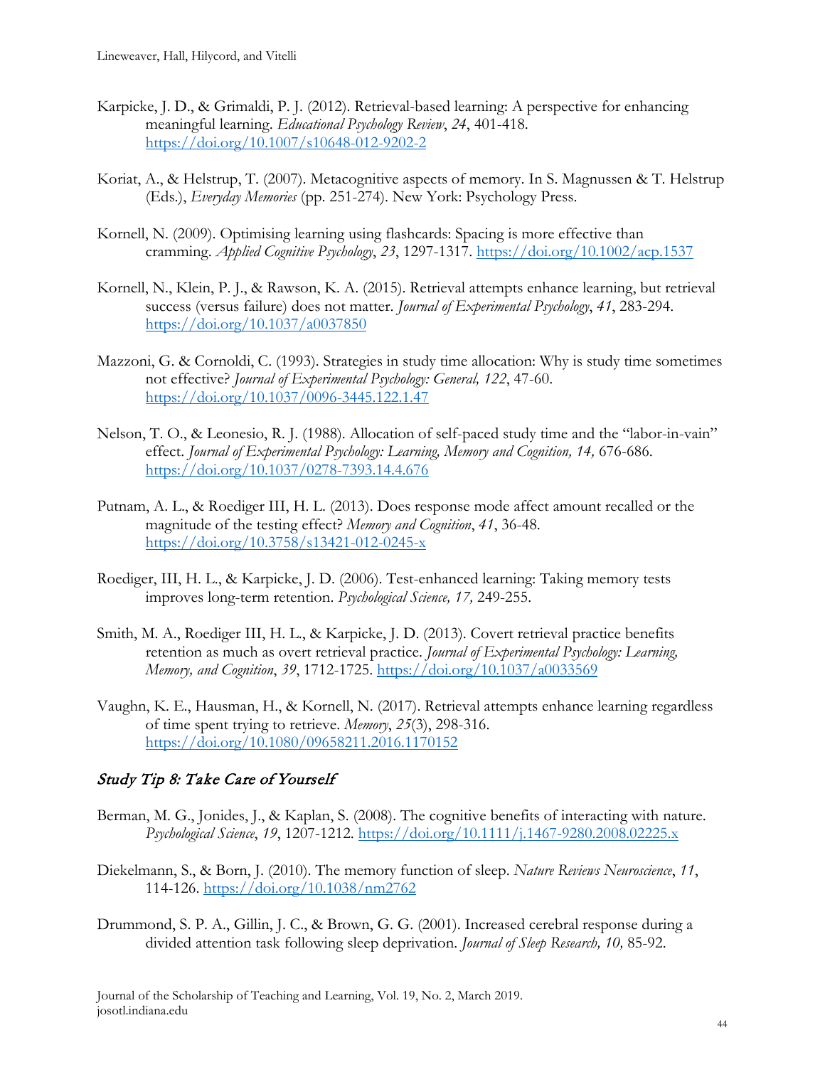Karpicke, J. D., & Grimaldi, P. J. (2012). Retrieval-based learning: A perspective for enhancing meaningful learning. *Educational Psychology Review*, *24*, 401-418. https://doi.org/10.1007/s10648-012-9202-2

Koriat, A., & Helstrup, T. (2007). Metacognitive aspects of memory. In S. Magnussen & T. Helstrup (Eds.), *Everyday Memories* (pp. 251-274). New York: Psychology Press.

Kornell, N. (2009). Optimising learning using flashcards: Spacing is more effective than cramming. *Applied Cognitive Psychology*, *23*, 1297-1317. https://doi.org/10.1002/acp.1537

Kornell, N., Klein, P. J., & Rawson, K. A. (2015). Retrieval attempts enhance learning, but retrieval success (versus failure) does not matter. *Journal of Experimental Psychology*, *41*, 283-294. https://doi.org/10.1037/a0037850

Mazzoni, G. & Cornoldi, C. (1993). Strategies in study time allocation: Why is study time sometimes not effective? *Journal of Experimental Psychology: General, 122*, 47-60. https://doi.org/10.1037/0096-3445.122.1.47

Nelson, T. O., & Leonesio, R. J. (1988). Allocation of self-paced study time and the "labor-in-vain" effect. *Journal of Experimental Psychology: Learning, Memory and Cognition, 14,* 676-686. https://doi.org/10.1037/0278-7393.14.4.676

Putnam, A. L., & Roediger III, H. L. (2013). Does response mode affect amount recalled or the magnitude of the testing effect? *Memory and Cognition*, *41*, 36-48. https://doi.org/10.3758/s13421-012-0245-x

Roediger, III, H. L., & Karpicke, J. D. (2006). Test-enhanced learning: Taking memory tests improves long-term retention. *Psychological Science, 17,* 249-255.

Smith, M. A., Roediger III, H. L., & Karpicke, J. D. (2013). Covert retrieval practice benefits retention as much as overt retrieval practice. *Journal of Experimental Psychology: Learning, Memory, and Cognition*, *39*, 1712-1725. https://doi.org/10.1037/a0033569

Vaughn, K. E., Hausman, H., & Kornell, N. (2017). Retrieval attempts enhance learning regardless of time spent trying to retrieve. *Memory*, *25*(3), 298-316. https://doi.org/10.1080/09658211.2016.1170152

### *Study Tip 8: Take Care of Yourself*

Berman, M. G., Jonides, J., & Kaplan, S. (2008). The cognitive benefits of interacting with nature. *Psychological Science*, *19*, 1207-1212. https://doi.org/10.1111/j.1467-9280.2008.02225.x

Diekelmann, S., & Born, J. (2010). The memory function of sleep. *Nature Reviews Neuroscience*, *11*, 114-126. https://doi.org/10.1038/nrn2762

Drummond, S. P. A., Gillin, J. C., & Brown, G. G. (2001). Increased cerebral response during a divided attention task following sleep deprivation. *Journal of Sleep Research, 10,* 85-92.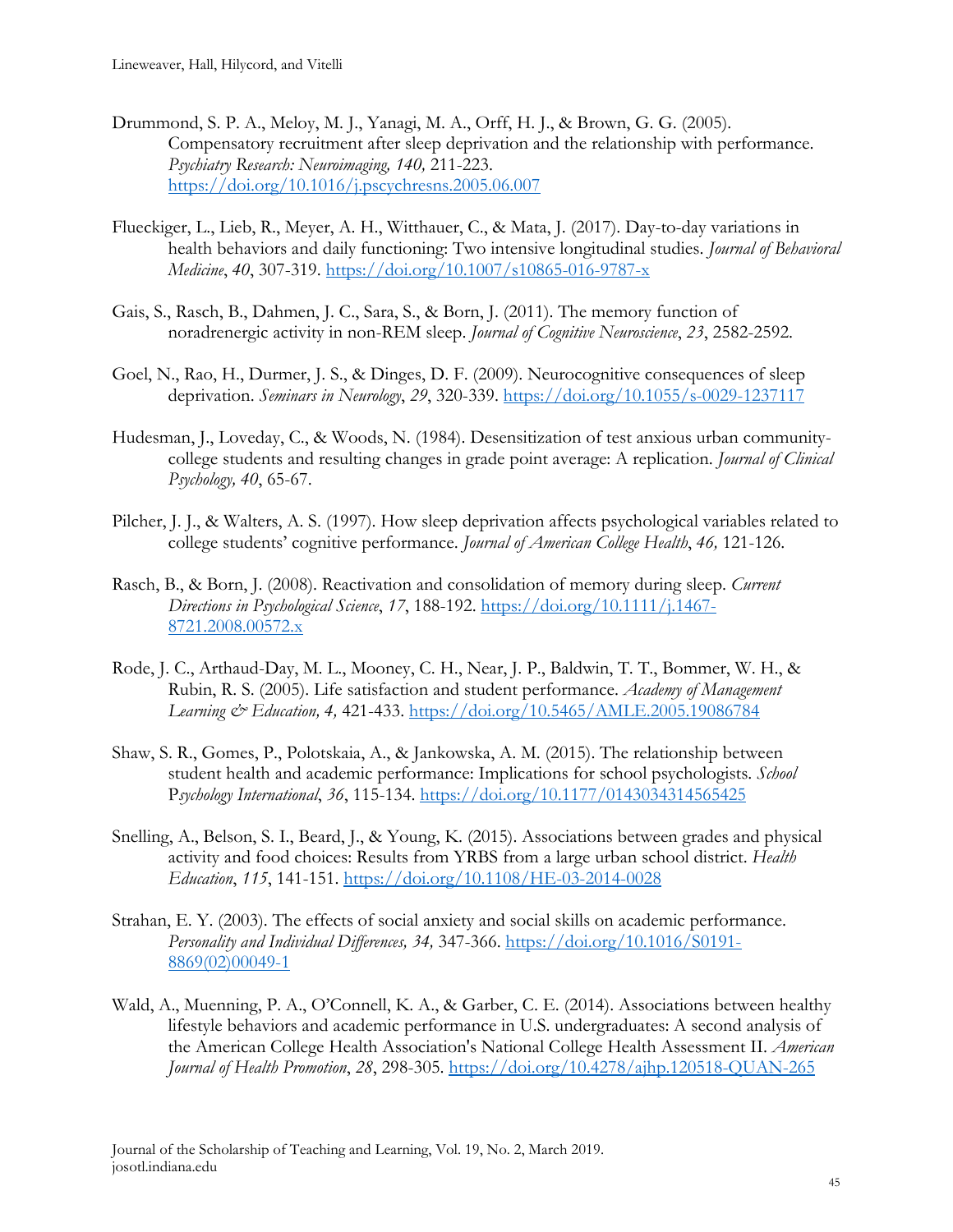Drummond, S. P. A., Meloy, M. J., Yanagi, M. A., Orff, H. J., & Brown, G. G. (2005). Compensatory recruitment after sleep deprivation and the relationship with performance. *Psychiatry Research: Neuroimaging, 140,* 211-223. https://doi.org/10.1016/j.pscychresns.2005.06.007

Flueckiger, L., Lieb, R., Meyer, A. H., Witthauer, C., & Mata, J. (2017). Day-to-day variations in health behaviors and daily functioning: Two intensive longitudinal studies. *Journal of Behavioral Medicine*, *40*, 307-319. https://doi.org/10.1007/s10865-016-9787-x

Gais, S., Rasch, B., Dahmen, J. C., Sara, S., & Born, J. (2011). The memory function of noradrenergic activity in non-REM sleep. *Journal of Cognitive Neuroscience*, *23*, 2582-2592.

Goel, N., Rao, H., Durmer, J. S., & Dinges, D. F. (2009). Neurocognitive consequences of sleep deprivation. *Seminars in Neurology*, *29*, 320-339. https://doi.org/10.1055/s-0029-1237117

Hudesman, J., Loveday, C., & Woods, N. (1984). Desensitization of test anxious urban community-college students and resulting changes in grade point average: A replication. *Journal of Clinical Psychology, 40*, 65-67.

Pilcher, J. J., & Walters, A. S. (1997). How sleep deprivation affects psychological variables related to college students' cognitive performance. *Journal of American College Health*, *46,* 121-126.

Rasch, B., & Born, J. (2008). Reactivation and consolidation of memory during sleep. *Current Directions in Psychological Science*, *17*, 188-192. https://doi.org/10.1111/j.1467-8721.2008.00572.x

Rode, J. C., Arthaud-Day, M. L., Mooney, C. H., Near, J. P., Baldwin, T. T., Bommer, W. H., & Rubin, R. S. (2005). Life satisfaction and student performance. *Academy of Management Learning & Education, 4,* 421-433. https://doi.org/10.5465/AMLE.2005.19086784

Shaw, S. R., Gomes, P., Polotskaia, A., & Jankowska, A. M. (2015). The relationship between student health and academic performance: Implications for school psychologists. *School Psychology International*, *36*, 115-134. https://doi.org/10.1177/0143034314565425

Snelling, A., Belson, S. I., Beard, J., & Young, K. (2015). Associations between grades and physical activity and food choices: Results from YRBS from a large urban school district. *Health Education*, *115*, 141-151. https://doi.org/10.1108/HE-03-2014-0028

Strahan, E. Y. (2003). The effects of social anxiety and social skills on academic performance. *Personality and Individual Differences, 34,* 347-366. https://doi.org/10.1016/S0191-8869(02)00049-1

Wald, A., Muenning, P. A., O'Connell, K. A., & Garber, C. E. (2014). Associations between healthy lifestyle behaviors and academic performance in U.S. undergraduates: A second analysis of the American College Health Association's National College Health Assessment II. *American Journal of Health Promotion*, *28*, 298-305. https://doi.org/10.4278/ajhp.120518-QUAN-265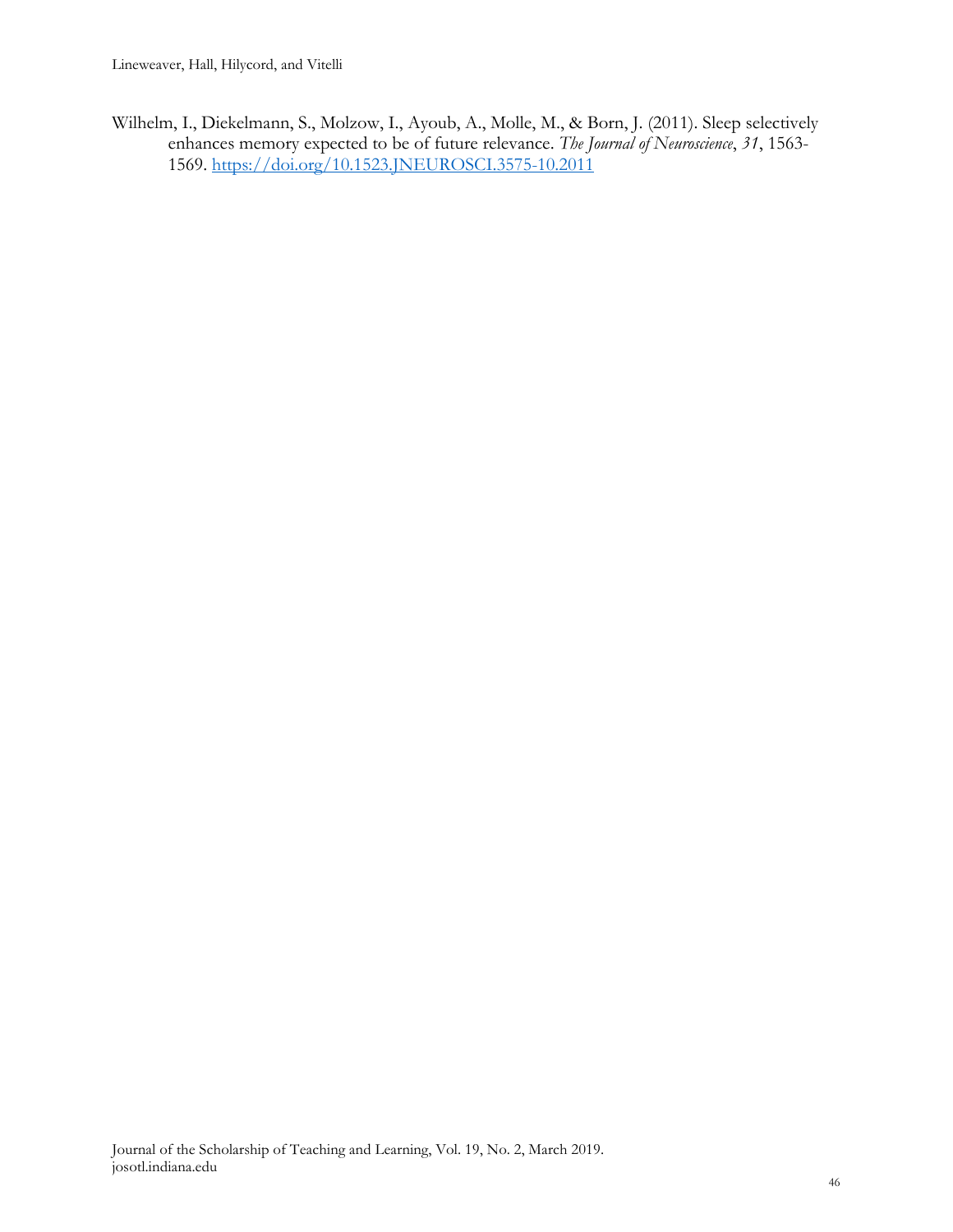Wilhelm, I., Diekelmann, S., Molzow, I., Ayoub, A., Molle, M., & Born, J. (2011). Sleep selectively enhances memory expected to be of future relevance. *The Journal of Neuroscience*, *31*, 1563-1569. https://doi.org/10.1523.JNEUROSCI.3575-10.2011